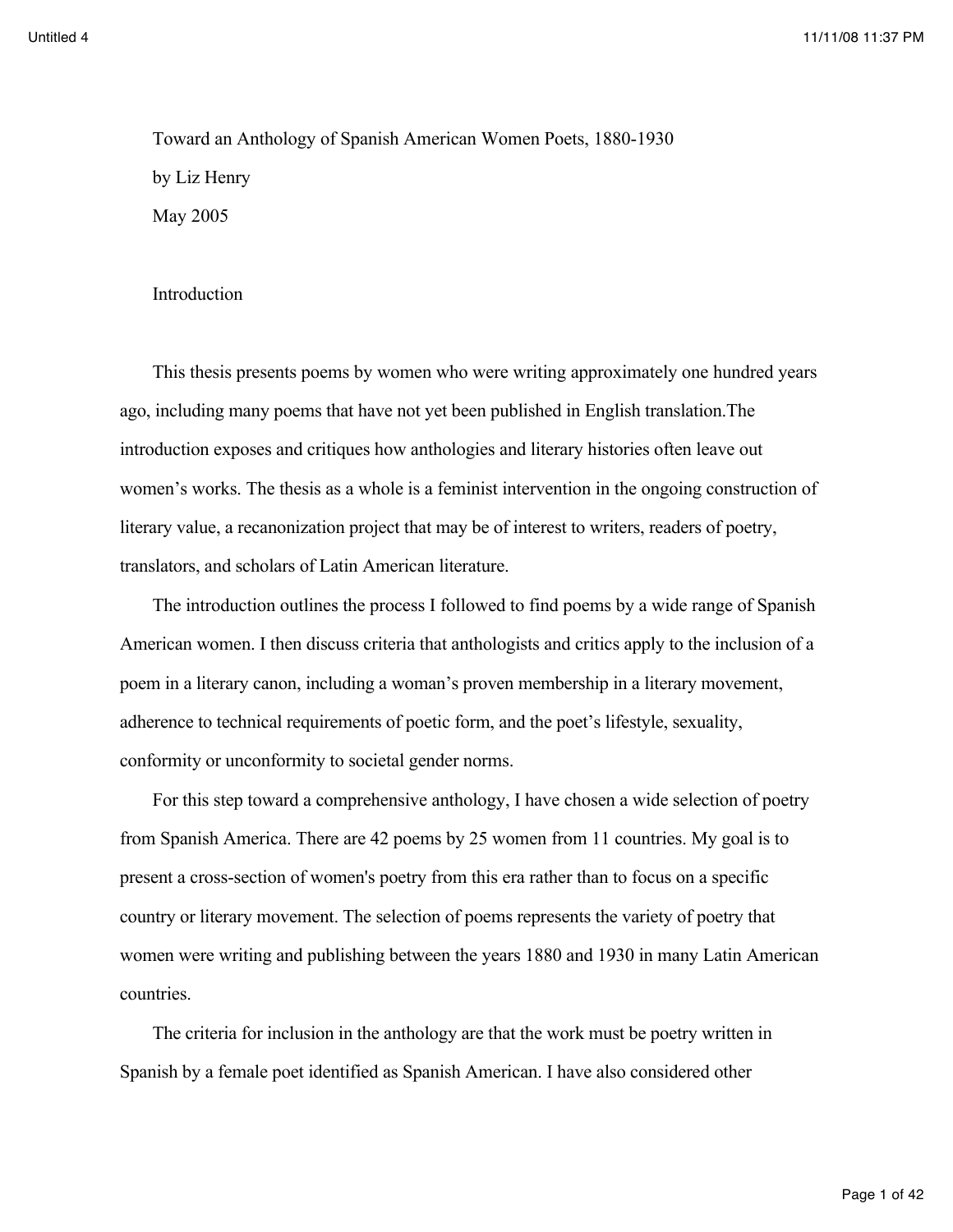# Toward an Anthology of Spanish American Women Poets, 1880-1930

by Liz Henry

May 2005

## Introduction

This thesis presents poems by women who were writing approximately one hundred years ago, including many poems that have not yet been published in English translation.The introduction exposes and critiques how anthologies and literary histories often leave out women's works. The thesis as a whole is a feminist intervention in the ongoing construction of literary value, a recanonization project that may be of interest to writers, readers of poetry, translators, and scholars of Latin American literature.

The introduction outlines the process I followed to find poems by a wide range of Spanish American women. I then discuss criteria that anthologists and critics apply to the inclusion of a poem in a literary canon, including a woman's proven membership in a literary movement, adherence to technical requirements of poetic form, and the poet's lifestyle, sexuality, conformity or unconformity to societal gender norms.

For this step toward a comprehensive anthology, I have chosen a wide selection of poetry from Spanish America. There are 42 poems by 25 women from 11 countries. My goal is to present a cross-section of women's poetry from this era rather than to focus on a specific country or literary movement. The selection of poems represents the variety of poetry that women were writing and publishing between the years 1880 and 1930 in many Latin American countries.

The criteria for inclusion in the anthology are that the work must be poetry written in Spanish by a female poet identified as Spanish American. I have also considered other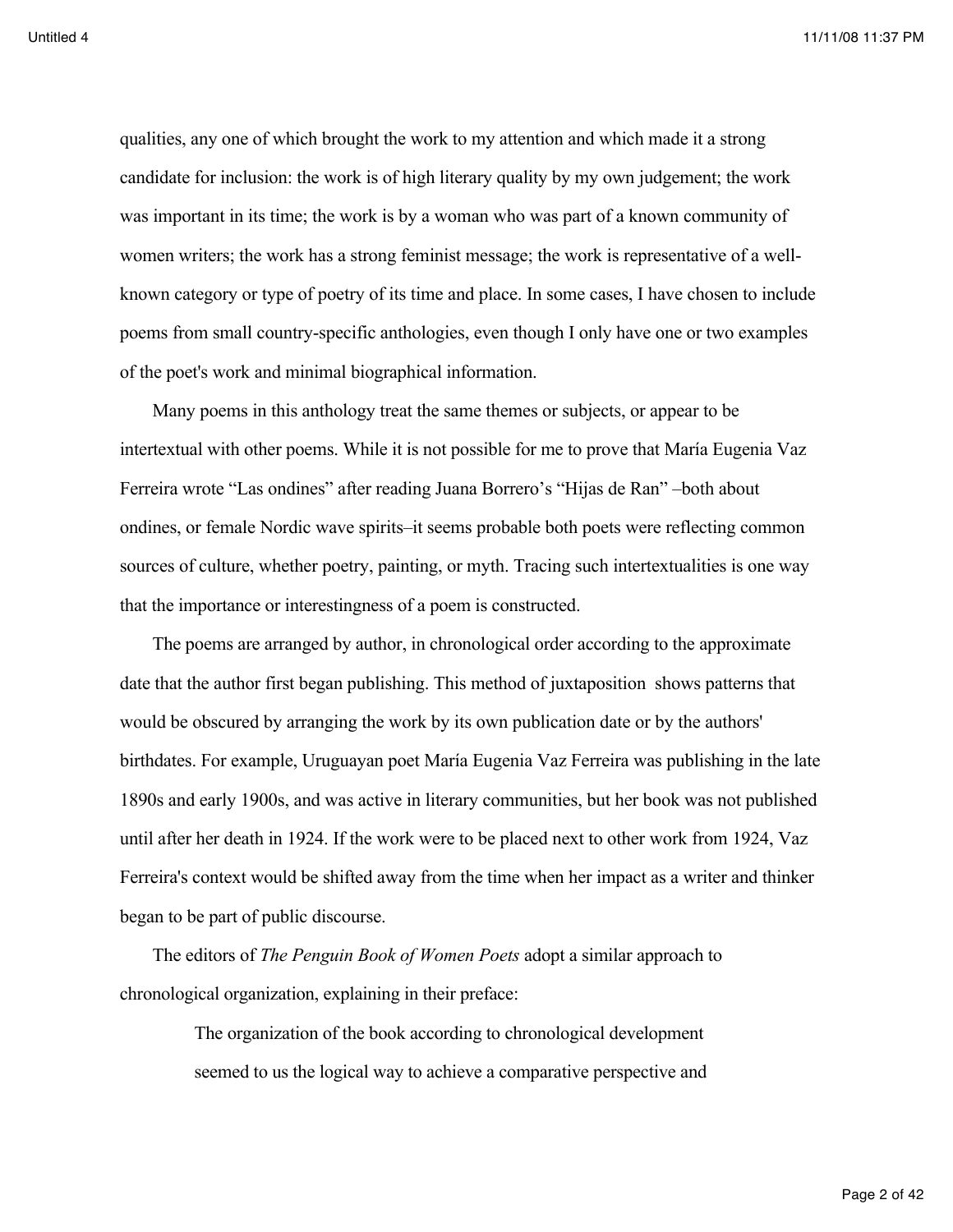qualities, any one of which brought the work to my attention and which made it a strong candidate for inclusion: the work is of high literary quality by my own judgement; the work was important in its time; the work is by a woman who was part of a known community of women writers; the work has a strong feminist message; the work is representative of a well-known category or type of poetry of its time and place. In some cases, I have chosen to include poems from small country-specific anthologies, even though I only have one or two examples of the poet's work and minimal biographical information.

Many poems in this anthology treat the same themes or subjects, or appear to be intertextual with other poems. While it is not possible for me to prove that María Eugenia Vaz Ferreira wrote "Las ondines" after reading Juana Borrero's "Hijas de Ran" –both about ondines, or female Nordic wave spirits–it seems probable both poets were reflecting common sources of culture, whether poetry, painting, or myth. Tracing such intertextualities is one way that the importance or interestingness of a poem is constructed.

The poems are arranged by author, in chronological order according to the approximate date that the author first began publishing. This method of juxtaposition shows patterns that would be obscured by arranging the work by its own publication date or by the authors' birthdates. For example, Uruguayan poet María Eugenia Vaz Ferreira was publishing in the late 1890s and early 1900s, and was active in literary communities, but her book was not published until after her death in 1924. If the work were to be placed next to other work from 1924, Vaz Ferreira's context would be shifted away from the time when her impact as a writer and thinker began to be part of public discourse.

The editors of *The Penguin Book of Women Poets* adopt a similar approach to chronological organization, explaining in their preface:

> The organization of the book according to chronological development seemed to us the logical way to achieve a comparative perspective and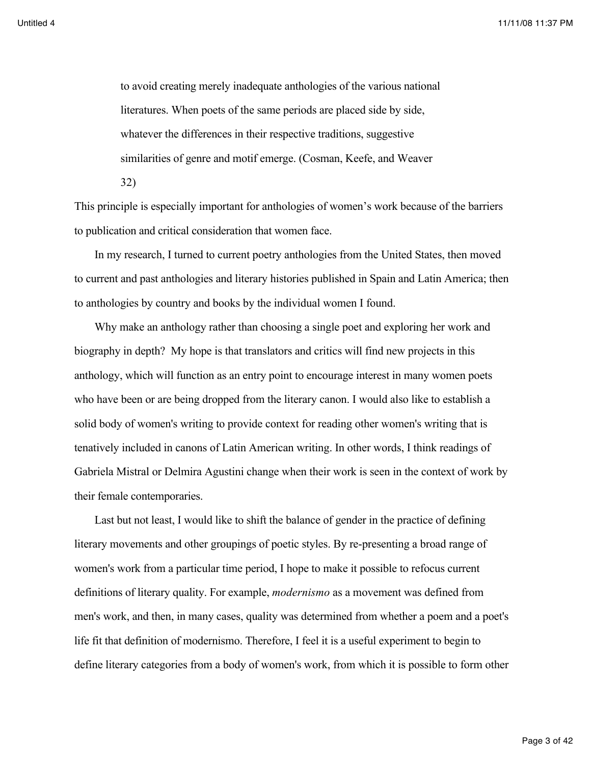> to avoid creating merely inadequate anthologies of the various national literatures. When poets of the same periods are placed side by side, whatever the differences in their respective traditions, suggestive similarities of genre and motif emerge. (Cosman, Keefe, and Weaver 32)

This principle is especially important for anthologies of women's work because of the barriers to publication and critical consideration that women face.

In my research, I turned to current poetry anthologies from the United States, then moved to current and past anthologies and literary histories published in Spain and Latin America; then to anthologies by country and books by the individual women I found.

Why make an anthology rather than choosing a single poet and exploring her work and biography in depth? My hope is that translators and critics will find new projects in this anthology, which will function as an entry point to encourage interest in many women poets who have been or are being dropped from the literary canon. I would also like to establish a solid body of women's writing to provide context for reading other women's writing that is tenatively included in canons of Latin American writing. In other words, I think readings of Gabriela Mistral or Delmira Agustini change when their work is seen in the context of work by their female contemporaries.

Last but not least, I would like to shift the balance of gender in the practice of defining literary movements and other groupings of poetic styles. By re-presenting a broad range of women's work from a particular time period, I hope to make it possible to refocus current definitions of literary quality. For example, *modernismo* as a movement was defined from men's work, and then, in many cases, quality was determined from whether a poem and a poet's life fit that definition of modernismo. Therefore, I feel it is a useful experiment to begin to define literary categories from a body of women's work, from which it is possible to form other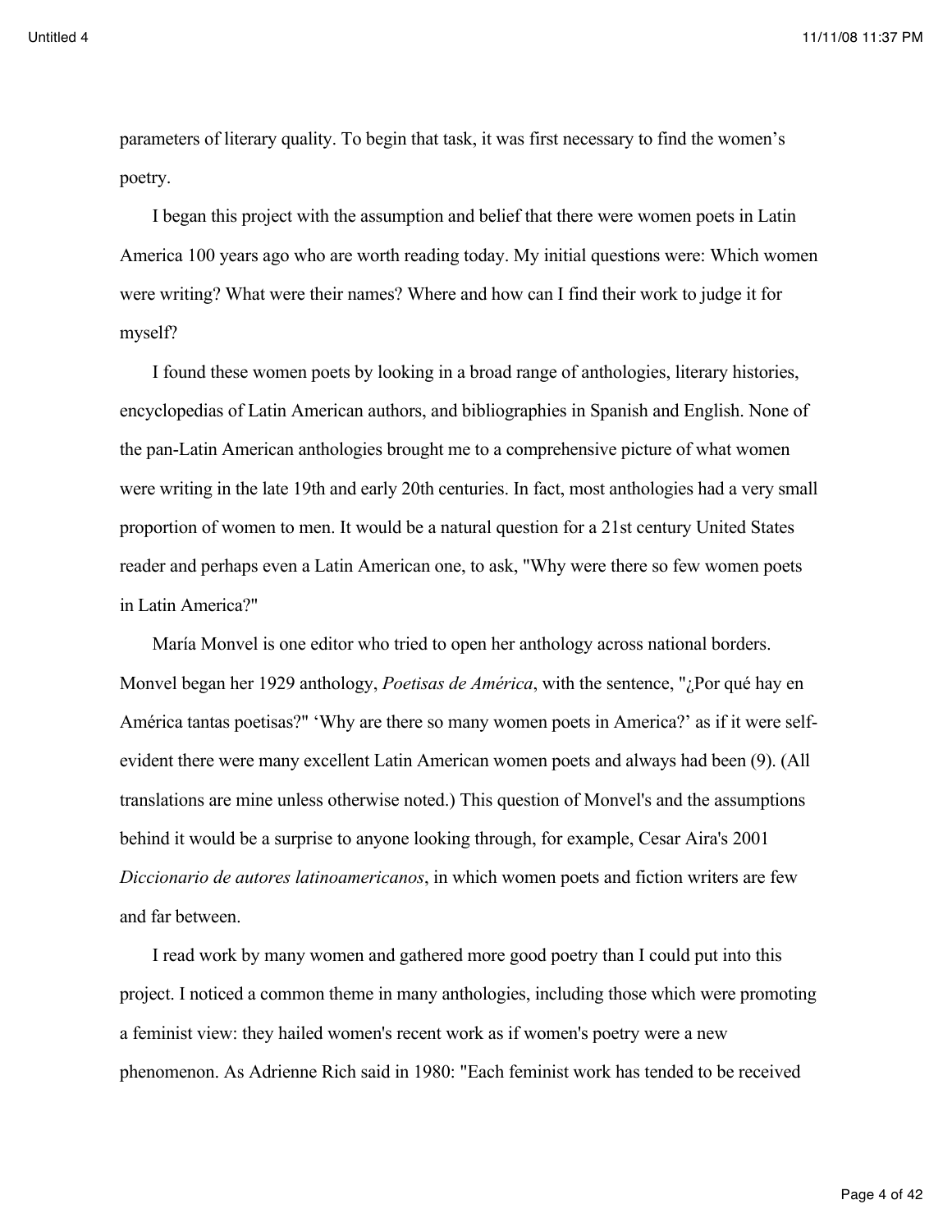parameters of literary quality. To begin that task, it was first necessary to find the women's poetry.

I began this project with the assumption and belief that there were women poets in Latin America 100 years ago who are worth reading today. My initial questions were: Which women were writing? What were their names? Where and how can I find their work to judge it for myself?

I found these women poets by looking in a broad range of anthologies, literary histories, encyclopedias of Latin American authors, and bibliographies in Spanish and English. None of the pan-Latin American anthologies brought me to a comprehensive picture of what women were writing in the late 19th and early 20th centuries. In fact, most anthologies had a very small proportion of women to men. It would be a natural question for a 21st century United States reader and perhaps even a Latin American one, to ask, "Why were there so few women poets in Latin America?"

María Monvel is one editor who tried to open her anthology across national borders. Monvel began her 1929 anthology, *Poetisas de América*, with the sentence, "¿Por qué hay en América tantas poetisas?" 'Why are there so many women poets in America?' as if it were self-evident there were many excellent Latin American women poets and always had been (9). (All translations are mine unless otherwise noted.) This question of Monvel's and the assumptions behind it would be a surprise to anyone looking through, for example, Cesar Aira's 2001 *Diccionario de autores latinoamericanos*, in which women poets and fiction writers are few and far between.

I read work by many women and gathered more good poetry than I could put into this project. I noticed a common theme in many anthologies, including those which were promoting a feminist view: they hailed women's recent work as if women's poetry were a new phenomenon. As Adrienne Rich said in 1980: "Each feminist work has tended to be received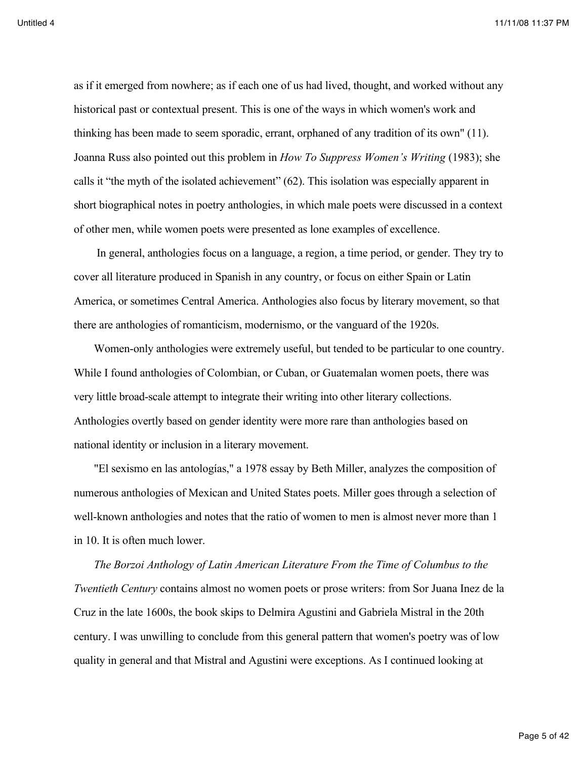as if it emerged from nowhere; as if each one of us had lived, thought, and worked without any historical past or contextual present. This is one of the ways in which women's work and thinking has been made to seem sporadic, errant, orphaned of any tradition of its own" (11). Joanna Russ also pointed out this problem in *How To Suppress Women's Writing* (1983); she calls it "the myth of the isolated achievement" (62). This isolation was especially apparent in short biographical notes in poetry anthologies, in which male poets were discussed in a context of other men, while women poets were presented as lone examples of excellence.

In general, anthologies focus on a language, a region, a time period, or gender. They try to cover all literature produced in Spanish in any country, or focus on either Spain or Latin America, or sometimes Central America. Anthologies also focus by literary movement, so that there are anthologies of romanticism, modernismo, or the vanguard of the 1920s.

Women-only anthologies were extremely useful, but tended to be particular to one country. While I found anthologies of Colombian, or Cuban, or Guatemalan women poets, there was very little broad-scale attempt to integrate their writing into other literary collections. Anthologies overtly based on gender identity were more rare than anthologies based on national identity or inclusion in a literary movement.

"El sexismo en las antologías," a 1978 essay by Beth Miller, analyzes the composition of numerous anthologies of Mexican and United States poets. Miller goes through a selection of well-known anthologies and notes that the ratio of women to men is almost never more than 1 in 10. It is often much lower.

*The Borzoi Anthology of Latin American Literature From the Time of Columbus to the Twentieth Century* contains almost no women poets or prose writers: from Sor Juana Inez de la Cruz in the late 1600s, the book skips to Delmira Agustini and Gabriela Mistral in the 20th century. I was unwilling to conclude from this general pattern that women's poetry was of low quality in general and that Mistral and Agustini were exceptions. As I continued looking at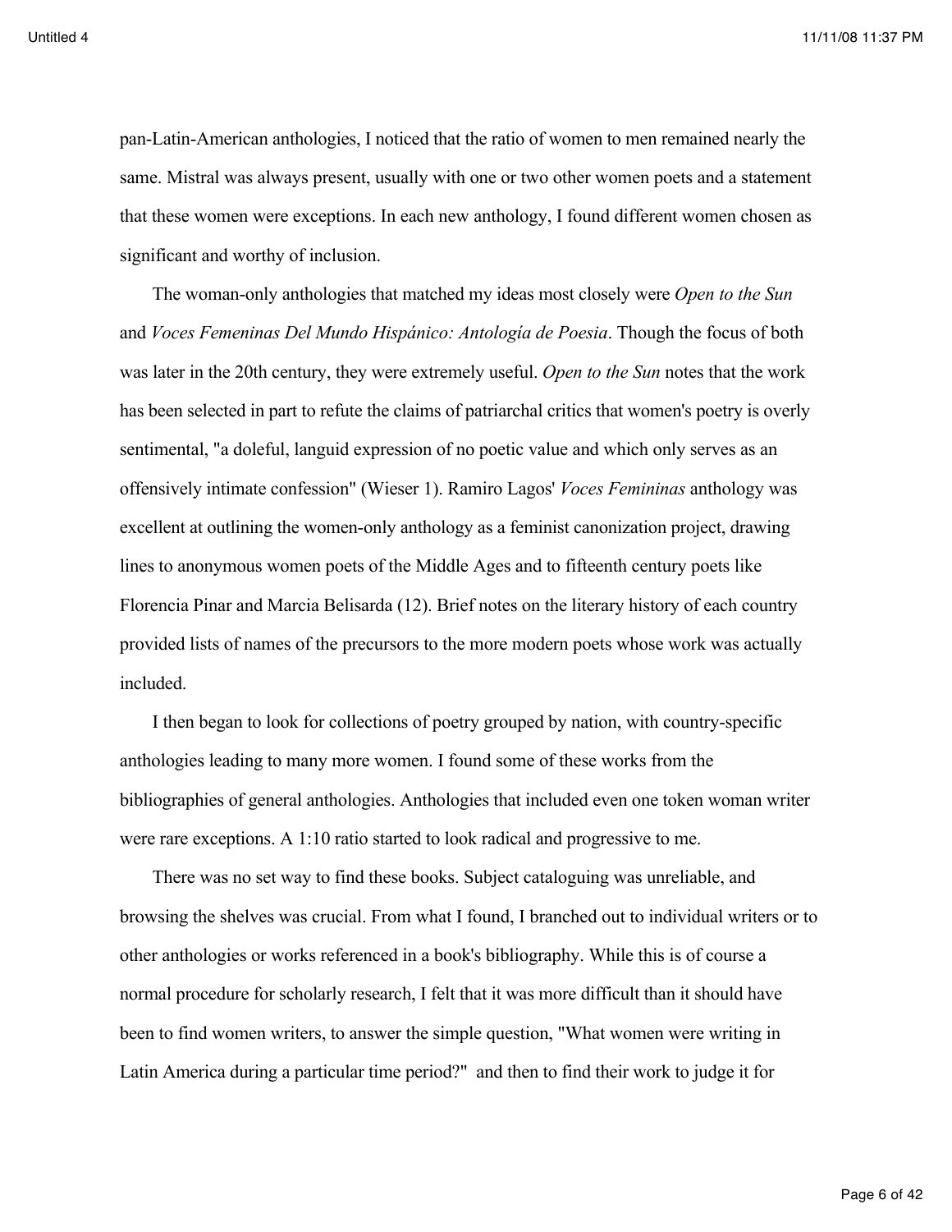pan-Latin-American anthologies, I noticed that the ratio of women to men remained nearly the same. Mistral was always present, usually with one or two other women poets and a statement that these women were exceptions. In each new anthology, I found different women chosen as significant and worthy of inclusion.

The woman-only anthologies that matched my ideas most closely were *Open to the Sun* and *Voces Femeninas Del Mundo Hispánico: Antología de Poesia*. Though the focus of both was later in the 20th century, they were extremely useful. *Open to the Sun* notes that the work has been selected in part to refute the claims of patriarchal critics that women's poetry is overly sentimental, "a doleful, languid expression of no poetic value and which only serves as an offensively intimate confession" (Wieser 1). Ramiro Lagos' *Voces Femininas* anthology was excellent at outlining the women-only anthology as a feminist canonization project, drawing lines to anonymous women poets of the Middle Ages and to fifteenth century poets like Florencia Pinar and Marcia Belisarda (12). Brief notes on the literary history of each country provided lists of names of the precursors to the more modern poets whose work was actually included.

I then began to look for collections of poetry grouped by nation, with country-specific anthologies leading to many more women. I found some of these works from the bibliographies of general anthologies. Anthologies that included even one token woman writer were rare exceptions. A 1:10 ratio started to look radical and progressive to me.

There was no set way to find these books. Subject cataloguing was unreliable, and browsing the shelves was crucial. From what I found, I branched out to individual writers or to other anthologies or works referenced in a book's bibliography. While this is of course a normal procedure for scholarly research, I felt that it was more difficult than it should have been to find women writers, to answer the simple question, "What women were writing in Latin America during a particular time period?" and then to find their work to judge it for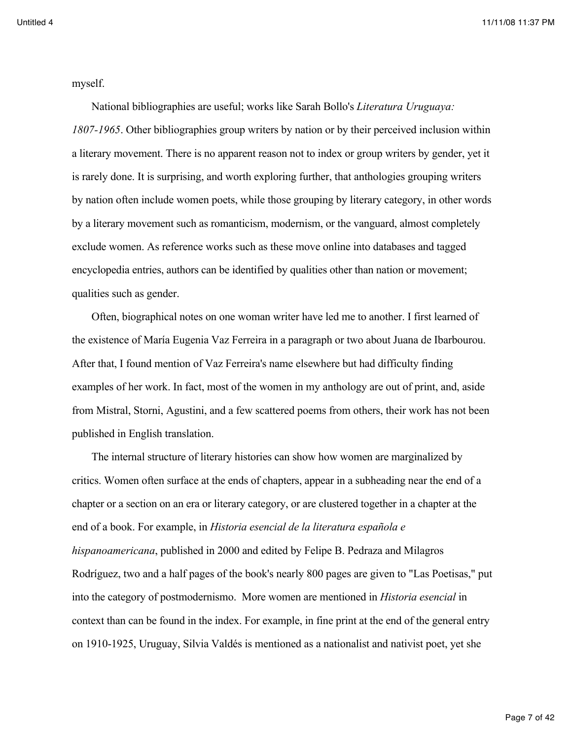myself.

National bibliographies are useful; works like Sarah Bollo's *Literatura Uruguaya: 1807-1965*. Other bibliographies group writers by nation or by their perceived inclusion within a literary movement. There is no apparent reason not to index or group writers by gender, yet it is rarely done. It is surprising, and worth exploring further, that anthologies grouping writers by nation often include women poets, while those grouping by literary category, in other words by a literary movement such as romanticism, modernism, or the vanguard, almost completely exclude women. As reference works such as these move online into databases and tagged encyclopedia entries, authors can be identified by qualities other than nation or movement; qualities such as gender.

Often, biographical notes on one woman writer have led me to another. I first learned of the existence of María Eugenia Vaz Ferreira in a paragraph or two about Juana de Ibarbourou. After that, I found mention of Vaz Ferreira's name elsewhere but had difficulty finding examples of her work. In fact, most of the women in my anthology are out of print, and, aside from Mistral, Storni, Agustini, and a few scattered poems from others, their work has not been published in English translation.

The internal structure of literary histories can show how women are marginalized by critics. Women often surface at the ends of chapters, appear in a subheading near the end of a chapter or a section on an era or literary category, or are clustered together in a chapter at the end of a book. For example, in *Historia esencial de la literatura española e hispanoamericana*, published in 2000 and edited by Felipe B. Pedraza and Milagros Rodríguez, two and a half pages of the book's nearly 800 pages are given to "Las Poetisas," put into the category of postmodernismo. More women are mentioned in *Historia esencial* in context than can be found in the index. For example, in fine print at the end of the general entry on 1910-1925, Uruguay, Silvia Valdés is mentioned as a nationalist and nativist poet, yet she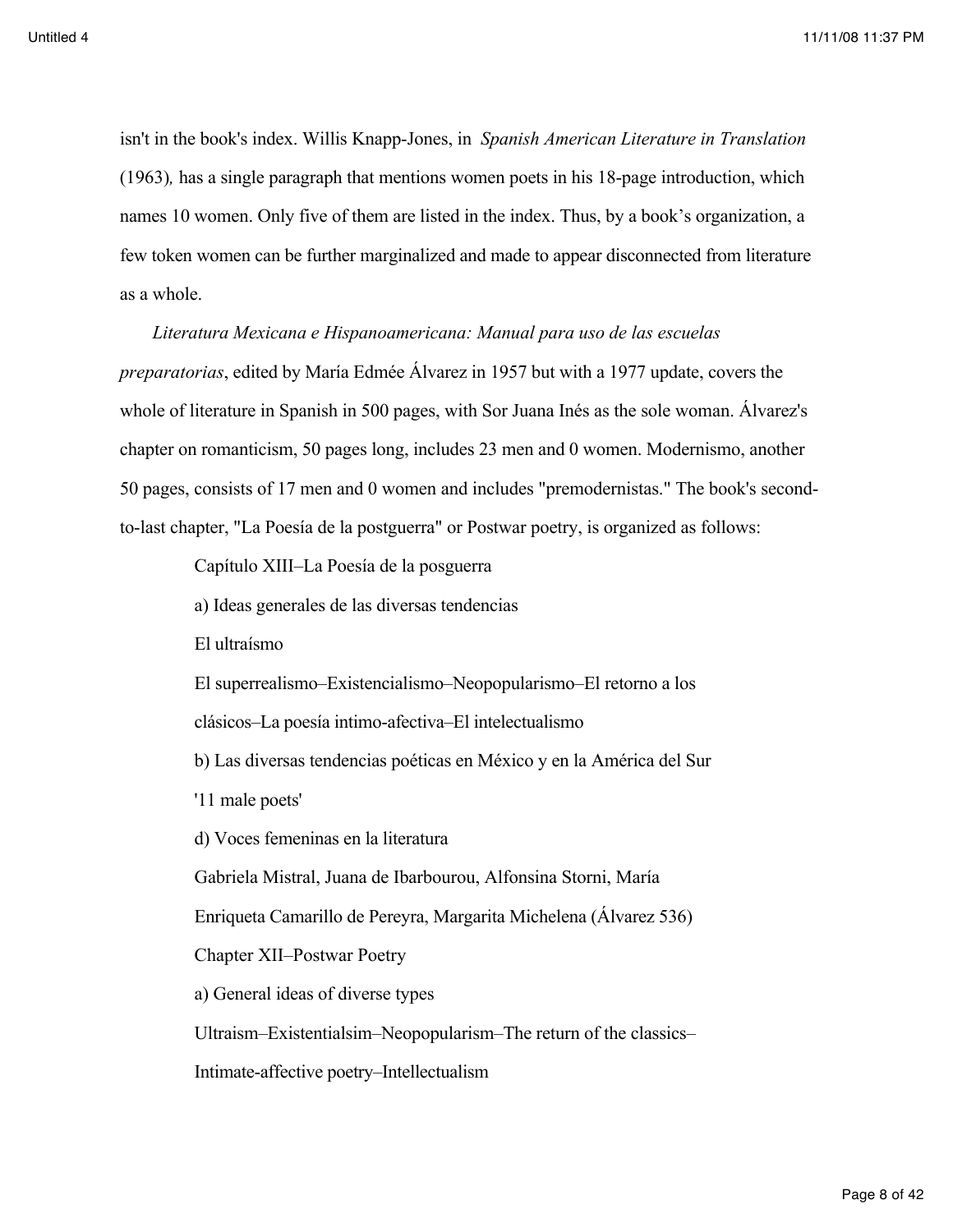isn't in the book's index. Willis Knapp-Jones, in *Spanish American Literature in Translation* (1963)*,* has a single paragraph that mentions women poets in his 18-page introduction, which names 10 women. Only five of them are listed in the index. Thus, by a book's organization, a few token women can be further marginalized and made to appear disconnected from literature as a whole.

*Literatura Mexicana e Hispanoamericana: Manual para uso de las escuelas preparatorias*, edited by María Edmée Álvarez in 1957 but with a 1977 update, covers the whole of literature in Spanish in 500 pages, with Sor Juana Inés as the sole woman. Álvarez's chapter on romanticism, 50 pages long, includes 23 men and 0 women. Modernismo, another 50 pages, consists of 17 men and 0 women and includes "premodernistas." The book's second-to-last chapter, "La Poesía de la postguerra" or Postwar poetry, is organized as follows:

> Capítulo XIII–La Poesía de la posguerra
>
> a) Ideas generales de las diversas tendencias
>
> El ultraísmo
>
> El superrealismo–Existencialismo–Neopopularismo–El retorno a los clásicos–La poesía intimo-afectiva–El intelectualismo
>
> b) Las diversas tendencias poéticas en México y en la América del Sur
>
> '11 male poets'
>
> d) Voces femeninas en la literatura
>
> Gabriela Mistral, Juana de Ibarbourou, Alfonsina Storni, María Enriqueta Camarillo de Pereyra, Margarita Michelena (Álvarez 536)
>
> Chapter XII–Postwar Poetry
>
> a) General ideas of diverse types
>
> Ultraism–Existentialsim–Neopopularism–The return of the classics–Intimate-affective poetry–Intellectualism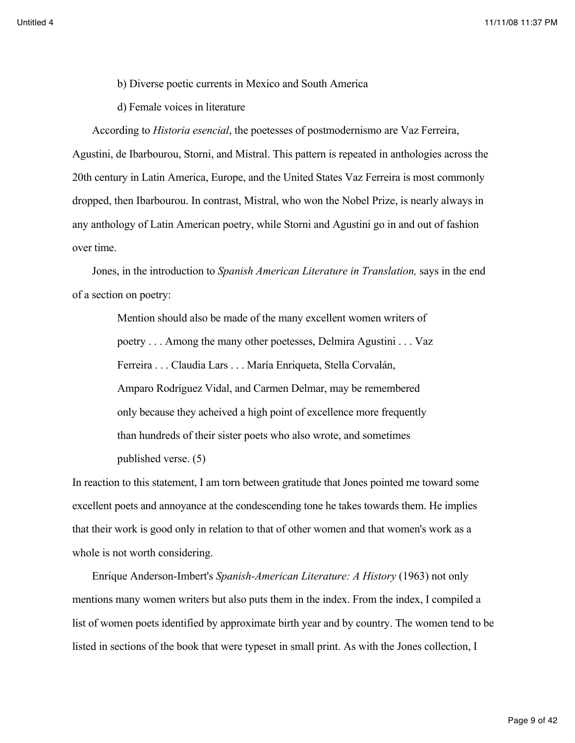b) Diverse poetic currents in Mexico and South America

d) Female voices in literature

According to *Historia esencial*, the poetesses of postmodernismo are Vaz Ferreira, Agustini, de Ibarbourou, Storni, and Mistral. This pattern is repeated in anthologies across the 20th century in Latin America, Europe, and the United States Vaz Ferreira is most commonly dropped, then Ibarbourou. In contrast, Mistral, who won the Nobel Prize, is nearly always in any anthology of Latin American poetry, while Storni and Agustini go in and out of fashion over time.

Jones, in the introduction to *Spanish American Literature in Translation,* says in the end of a section on poetry:

> Mention should also be made of the many excellent women writers of poetry . . . Among the many other poetesses, Delmira Agustini . . . Vaz Ferreira . . . Claudia Lars . . . María Enriqueta, Stella Corvalán, Amparo Rodríguez Vidal, and Carmen Delmar, may be remembered only because they acheived a high point of excellence more frequently than hundreds of their sister poets who also wrote, and sometimes published verse. (5)

In reaction to this statement, I am torn between gratitude that Jones pointed me toward some excellent poets and annoyance at the condescending tone he takes towards them. He implies that their work is good only in relation to that of other women and that women's work as a whole is not worth considering.

Enrique Anderson-Imbert's *Spanish-American Literature: A History* (1963) not only mentions many women writers but also puts them in the index. From the index, I compiled a list of women poets identified by approximate birth year and by country. The women tend to be listed in sections of the book that were typeset in small print. As with the Jones collection, I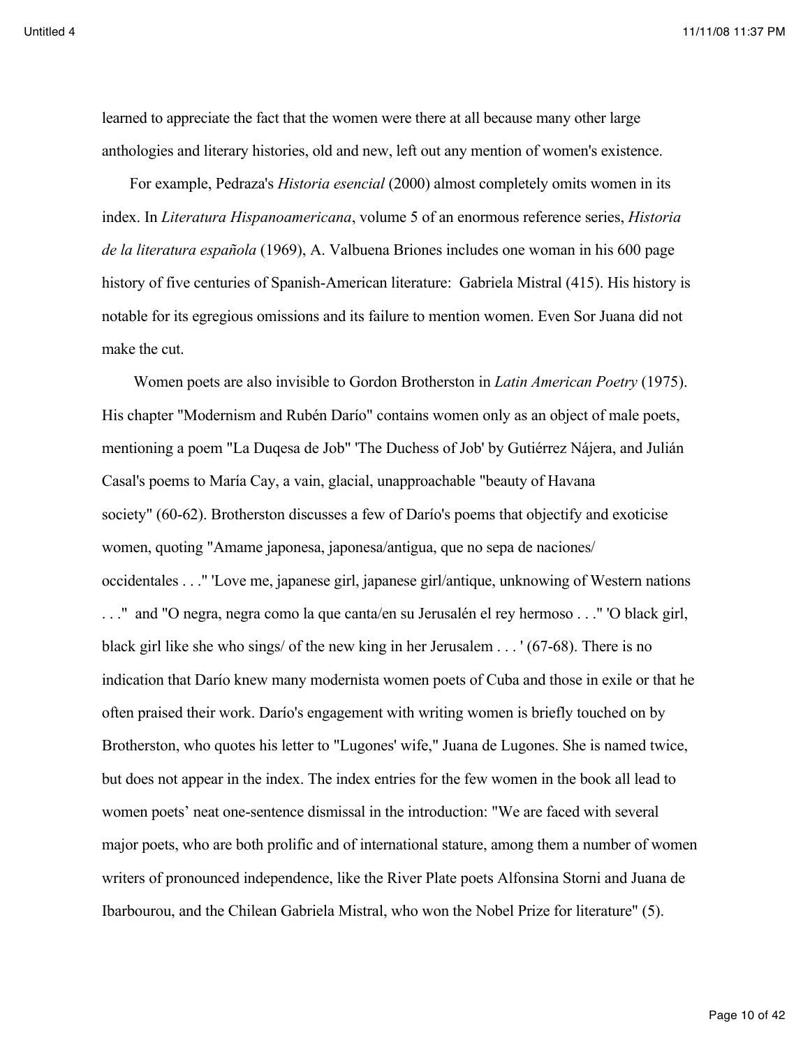learned to appreciate the fact that the women were there at all because many other large anthologies and literary histories, old and new, left out any mention of women's existence.

For example, Pedraza's *Historia esencial* (2000) almost completely omits women in its index. In *Literatura Hispanoamericana*, volume 5 of an enormous reference series, *Historia de la literatura española* (1969), A. Valbuena Briones includes one woman in his 600 page history of five centuries of Spanish-American literature: Gabriela Mistral (415). His history is notable for its egregious omissions and its failure to mention women. Even Sor Juana did not make the cut.

Women poets are also invisible to Gordon Brotherston in *Latin American Poetry* (1975). His chapter "Modernism and Rubén Darío" contains women only as an object of male poets, mentioning a poem "La Duqesa de Job" 'The Duchess of Job' by Gutiérrez Nájera, and Julián Casal's poems to María Cay, a vain, glacial, unapproachable "beauty of Havana society" (60-62). Brotherston discusses a few of Darío's poems that objectify and exoticise women, quoting "Amame japonesa, japonesa/antigua, que no sepa de naciones/ occidentales . . ." 'Love me, japanese girl, japanese girl/antique, unknowing of Western nations . . ." and "O negra, negra como la que canta/en su Jerusalén el rey hermoso . . ." 'O black girl, black girl like she who sings/ of the new king in her Jerusalem . . . ' (67-68). There is no indication that Darío knew many modernista women poets of Cuba and those in exile or that he often praised their work. Darío's engagement with writing women is briefly touched on by Brotherston, who quotes his letter to "Lugones' wife," Juana de Lugones. She is named twice, but does not appear in the index. The index entries for the few women in the book all lead to women poets' neat one-sentence dismissal in the introduction: "We are faced with several major poets, who are both prolific and of international stature, among them a number of women writers of pronounced independence, like the River Plate poets Alfonsina Storni and Juana de Ibarbourou, and the Chilean Gabriela Mistral, who won the Nobel Prize for literature" (5).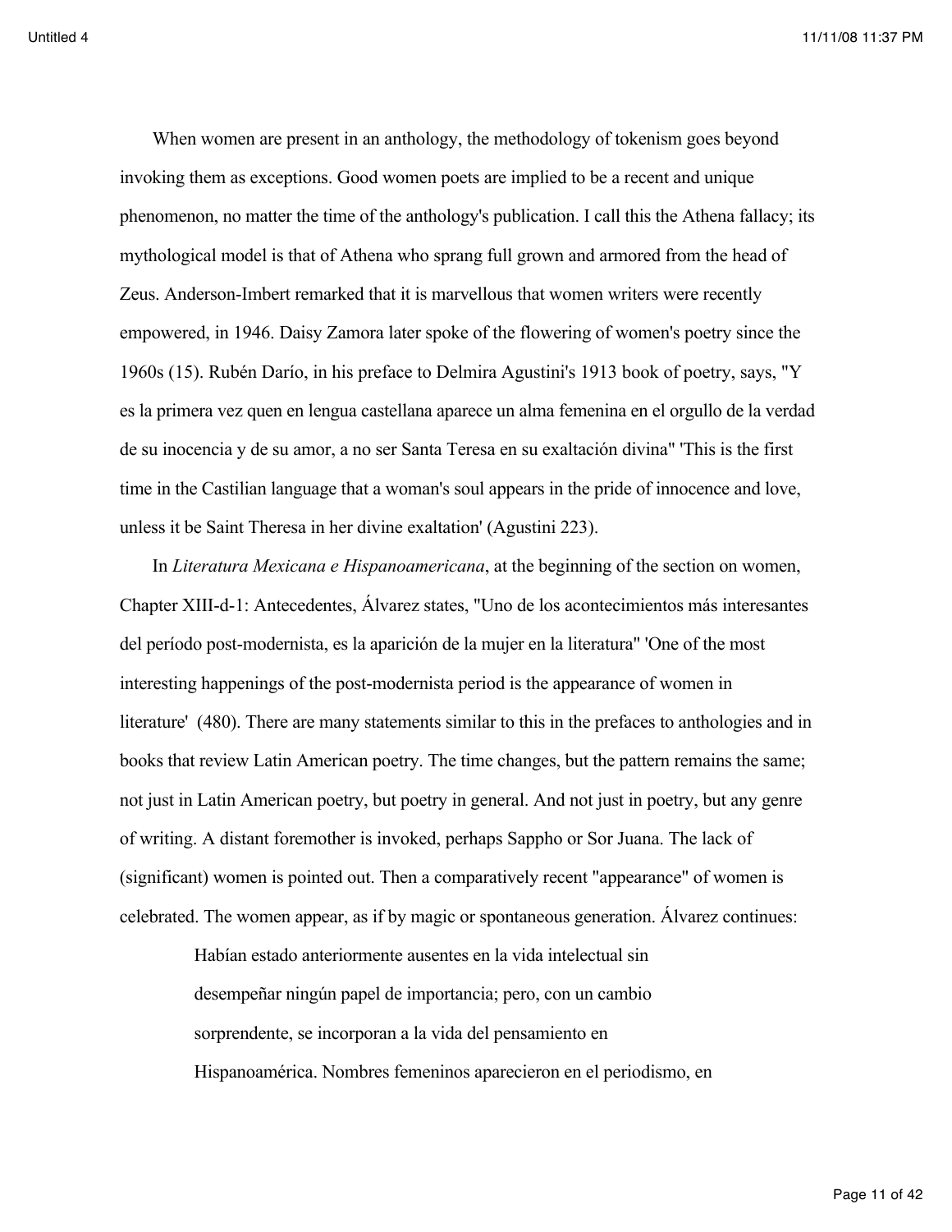When women are present in an anthology, the methodology of tokenism goes beyond invoking them as exceptions. Good women poets are implied to be a recent and unique phenomenon, no matter the time of the anthology's publication. I call this the Athena fallacy; its mythological model is that of Athena who sprang full grown and armored from the head of Zeus. Anderson-Imbert remarked that it is marvellous that women writers were recently empowered, in 1946. Daisy Zamora later spoke of the flowering of women's poetry since the 1960s (15). Rubén Darío, in his preface to Delmira Agustini's 1913 book of poetry, says, "Y es la primera vez quen en lengua castellana aparece un alma femenina en el orgullo de la verdad de su inocencia y de su amor, a no ser Santa Teresa en su exaltación divina" 'This is the first time in the Castilian language that a woman's soul appears in the pride of innocence and love, unless it be Saint Theresa in her divine exaltation' (Agustini 223).

In *Literatura Mexicana e Hispanoamericana*, at the beginning of the section on women, Chapter XIII-d-1: Antecedentes, Álvarez states, "Uno de los acontecimientos más interesantes del período post-modernista, es la aparición de la mujer en la literatura" 'One of the most interesting happenings of the post-modernista period is the appearance of women in literature' (480). There are many statements similar to this in the prefaces to anthologies and in books that review Latin American poetry. The time changes, but the pattern remains the same; not just in Latin American poetry, but poetry in general. And not just in poetry, but any genre of writing. A distant foremother is invoked, perhaps Sappho or Sor Juana. The lack of (significant) women is pointed out. Then a comparatively recent "appearance" of women is celebrated. The women appear, as if by magic or spontaneous generation. Álvarez continues:

> Habían estado anteriormente ausentes en la vida intelectual sin desempeñar ningún papel de importancia; pero, con un cambio sorprendente, se incorporan a la vida del pensamiento en Hispanoamérica. Nombres femeninos aparecieron en el periodismo, en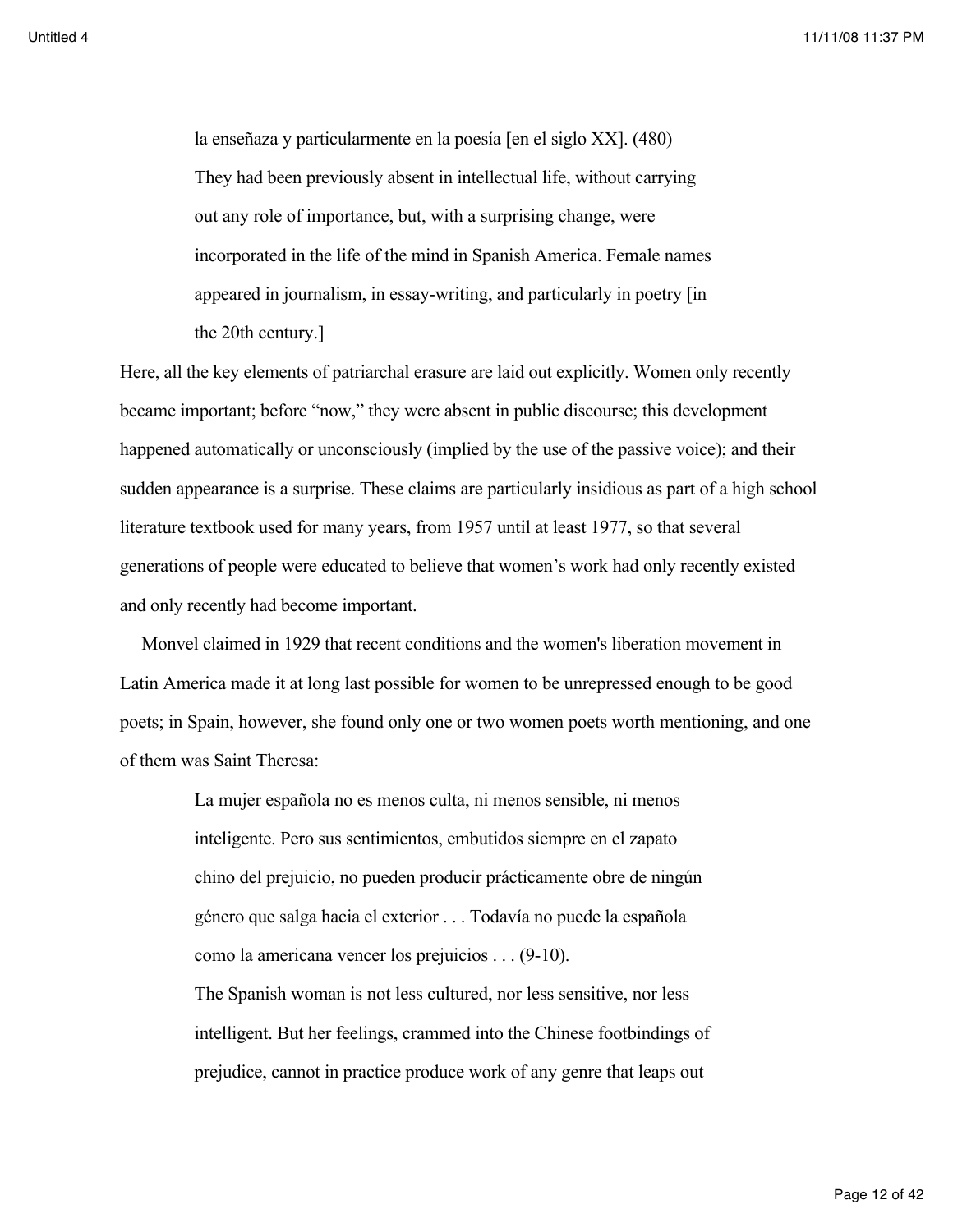> la enseñaza y particularmente en la poesía [en el siglo XX]. (480)
>
> They had been previously absent in intellectual life, without carrying out any role of importance, but, with a surprising change, were incorporated in the life of the mind in Spanish America. Female names appeared in journalism, in essay-writing, and particularly in poetry [in the 20th century.]

Here, all the key elements of patriarchal erasure are laid out explicitly. Women only recently became important; before "now," they were absent in public discourse; this development happened automatically or unconsciously (implied by the use of the passive voice); and their sudden appearance is a surprise. These claims are particularly insidious as part of a high school literature textbook used for many years, from 1957 until at least 1977, so that several generations of people were educated to believe that women's work had only recently existed and only recently had become important.

Monvel claimed in 1929 that recent conditions and the women's liberation movement in Latin America made it at long last possible for women to be unrepressed enough to be good poets; in Spain, however, she found only one or two women poets worth mentioning, and one of them was Saint Theresa:

> La mujer española no es menos culta, ni menos sensible, ni menos inteligente. Pero sus sentimientos, embutidos siempre en el zapato chino del prejuicio, no pueden producir prácticamente obre de ningún género que salga hacia el exterior . . . Todavía no puede la española como la americana vencer los prejuicios . . . (9-10).
>
> The Spanish woman is not less cultured, nor less sensitive, nor less intelligent. But her feelings, crammed into the Chinese footbindings of prejudice, cannot in practice produce work of any genre that leaps out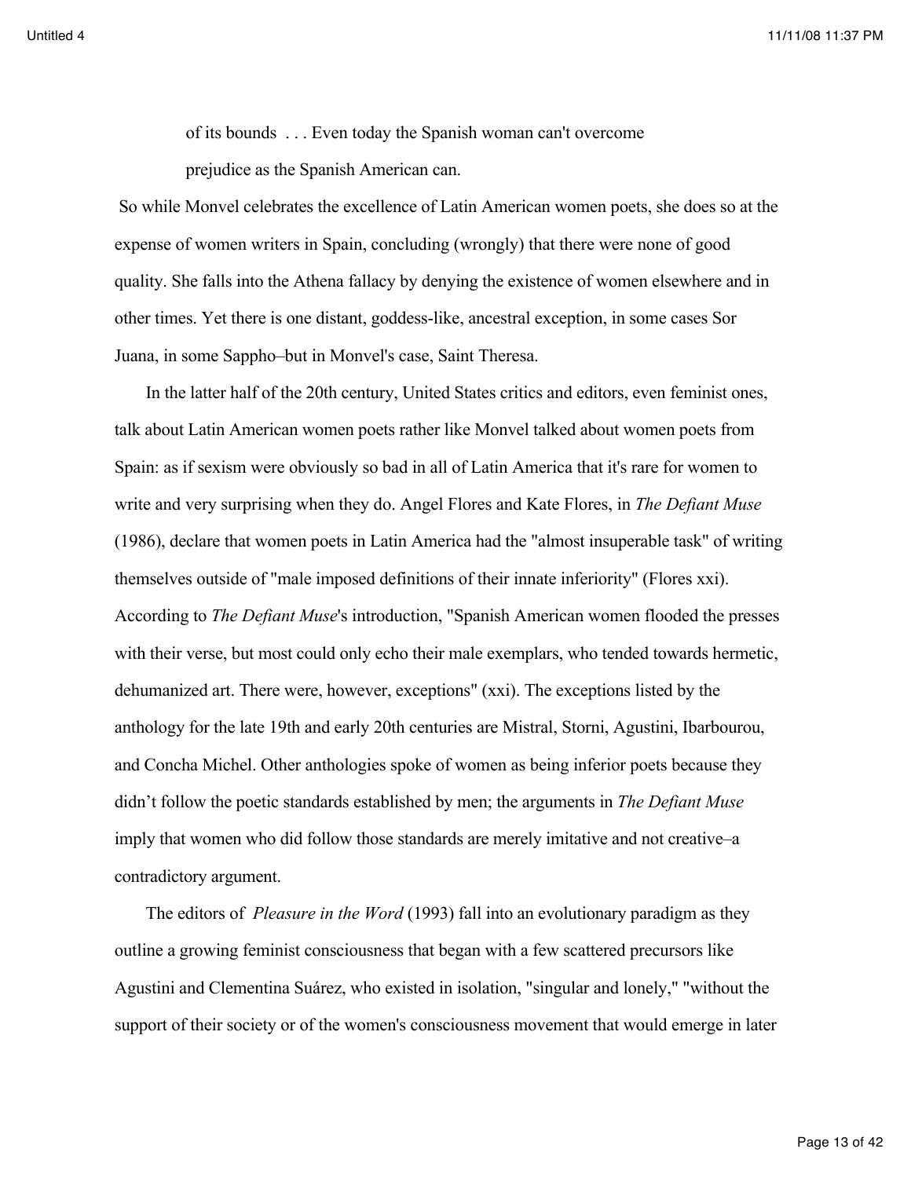> of its bounds . . . Even today the Spanish woman can't overcome prejudice as the Spanish American can.

So while Monvel celebrates the excellence of Latin American women poets, she does so at the expense of women writers in Spain, concluding (wrongly) that there were none of good quality. She falls into the Athena fallacy by denying the existence of women elsewhere and in other times. Yet there is one distant, goddess-like, ancestral exception, in some cases Sor Juana, in some Sappho–but in Monvel's case, Saint Theresa.

In the latter half of the 20th century, United States critics and editors, even feminist ones, talk about Latin American women poets rather like Monvel talked about women poets from Spain: as if sexism were obviously so bad in all of Latin America that it's rare for women to write and very surprising when they do. Angel Flores and Kate Flores, in *The Defiant Muse* (1986), declare that women poets in Latin America had the "almost insuperable task" of writing themselves outside of "male imposed definitions of their innate inferiority" (Flores xxi). According to *The Defiant Muse*'s introduction, "Spanish American women flooded the presses with their verse, but most could only echo their male exemplars, who tended towards hermetic, dehumanized art. There were, however, exceptions" (xxi). The exceptions listed by the anthology for the late 19th and early 20th centuries are Mistral, Storni, Agustini, Ibarbourou, and Concha Michel. Other anthologies spoke of women as being inferior poets because they didn't follow the poetic standards established by men; the arguments in *The Defiant Muse* imply that women who did follow those standards are merely imitative and not creative–a contradictory argument.

The editors of *Pleasure in the Word* (1993) fall into an evolutionary paradigm as they outline a growing feminist consciousness that began with a few scattered precursors like Agustini and Clementina Suárez, who existed in isolation, "singular and lonely," "without the support of their society or of the women's consciousness movement that would emerge in later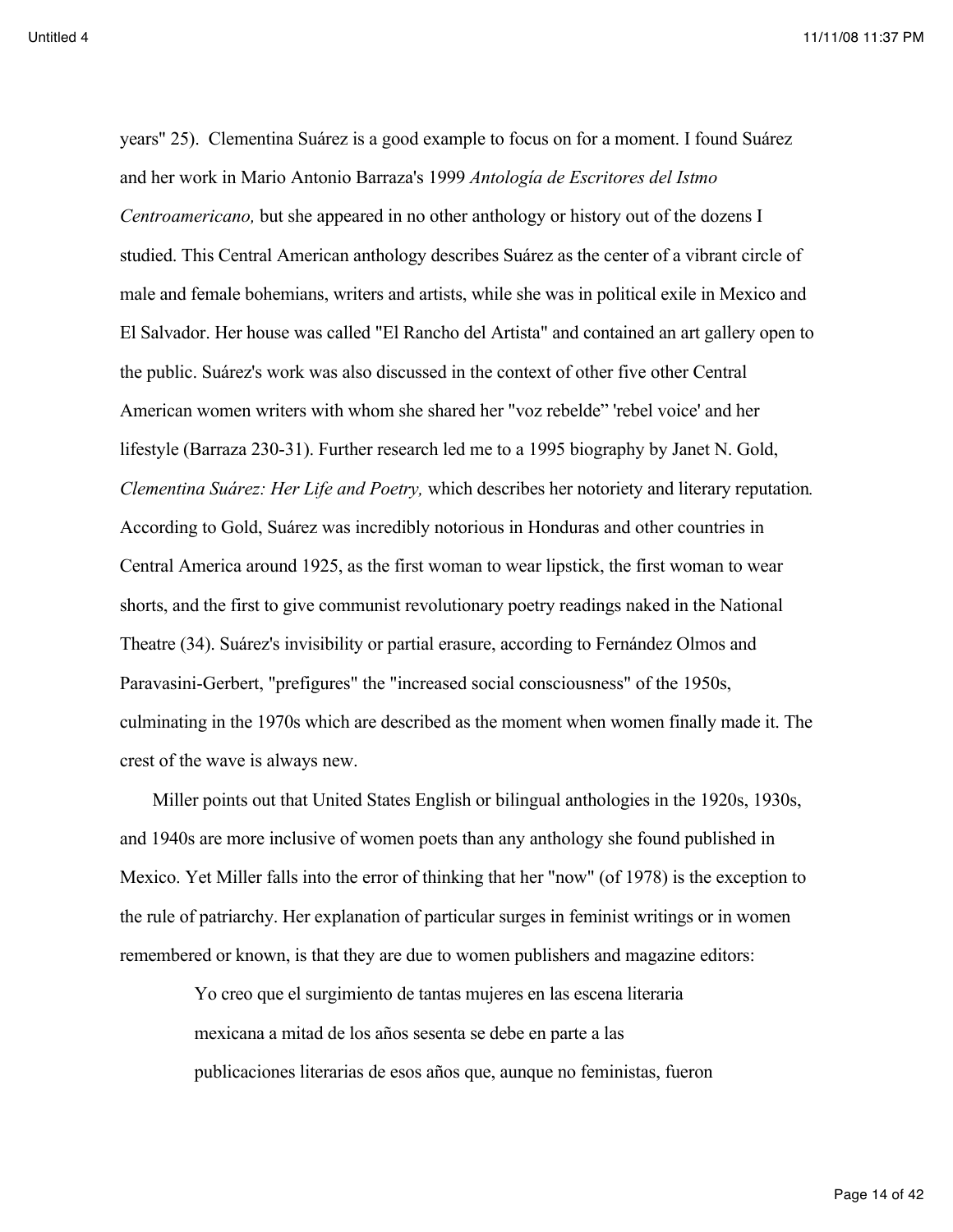years" 25). Clementina Suárez is a good example to focus on for a moment. I found Suárez and her work in Mario Antonio Barraza's 1999 *Antología de Escritores del Istmo Centroamericano,* but she appeared in no other anthology or history out of the dozens I studied. This Central American anthology describes Suárez as the center of a vibrant circle of male and female bohemians, writers and artists, while she was in political exile in Mexico and El Salvador. Her house was called "El Rancho del Artista" and contained an art gallery open to the public. Suárez's work was also discussed in the context of other five other Central American women writers with whom she shared her "voz rebelde" 'rebel voice' and her lifestyle (Barraza 230-31). Further research led me to a 1995 biography by Janet N. Gold, *Clementina Suárez: Her Life and Poetry,* which describes her notoriety and literary reputation. According to Gold, Suárez was incredibly notorious in Honduras and other countries in Central America around 1925, as the first woman to wear lipstick, the first woman to wear shorts, and the first to give communist revolutionary poetry readings naked in the National Theatre (34). Suárez's invisibility or partial erasure, according to Fernández Olmos and Paravasini-Gerbert, "prefigures" the "increased social consciousness" of the 1950s, culminating in the 1970s which are described as the moment when women finally made it. The crest of the wave is always new.

Miller points out that United States English or bilingual anthologies in the 1920s, 1930s, and 1940s are more inclusive of women poets than any anthology she found published in Mexico. Yet Miller falls into the error of thinking that her "now" (of 1978) is the exception to the rule of patriarchy. Her explanation of particular surges in feminist writings or in women remembered or known, is that they are due to women publishers and magazine editors:

> Yo creo que el surgimiento de tantas mujeres en las escena literaria mexicana a mitad de los años sesenta se debe en parte a las publicaciones literarias de esos años que, aunque no feministas, fueron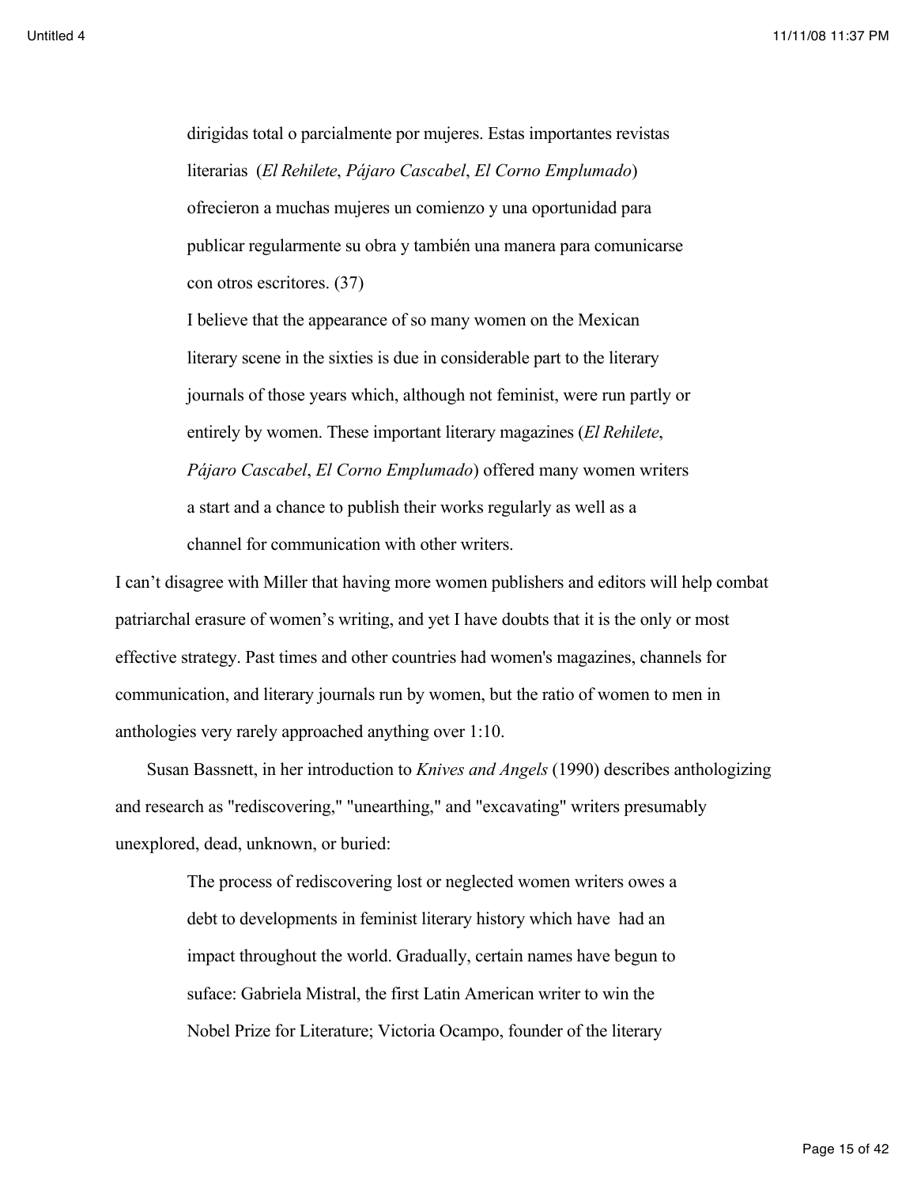> dirigidas total o parcialmente por mujeres. Estas importantes revistas literarias (*El Rehilete*, *Pájaro Cascabel*, *El Corno Emplumado*) ofrecieron a muchas mujeres un comienzo y una oportunidad para publicar regularmente su obra y también una manera para comunicarse con otros escritores. (37)
>
> I believe that the appearance of so many women on the Mexican literary scene in the sixties is due in considerable part to the literary journals of those years which, although not feminist, were run partly or entirely by women. These important literary magazines (*El Rehilete*, *Pájaro Cascabel*, *El Corno Emplumado*) offered many women writers a start and a chance to publish their works regularly as well as a channel for communication with other writers.

I can't disagree with Miller that having more women publishers and editors will help combat patriarchal erasure of women's writing, and yet I have doubts that it is the only or most effective strategy. Past times and other countries had women's magazines, channels for communication, and literary journals run by women, but the ratio of women to men in anthologies very rarely approached anything over 1:10.

Susan Bassnett, in her introduction to *Knives and Angels* (1990) describes anthologizing and research as "rediscovering," "unearthing," and "excavating" writers presumably unexplored, dead, unknown, or buried:

> The process of rediscovering lost or neglected women writers owes a debt to developments in feminist literary history which have had an impact throughout the world. Gradually, certain names have begun to suface: Gabriela Mistral, the first Latin American writer to win the Nobel Prize for Literature; Victoria Ocampo, founder of the literary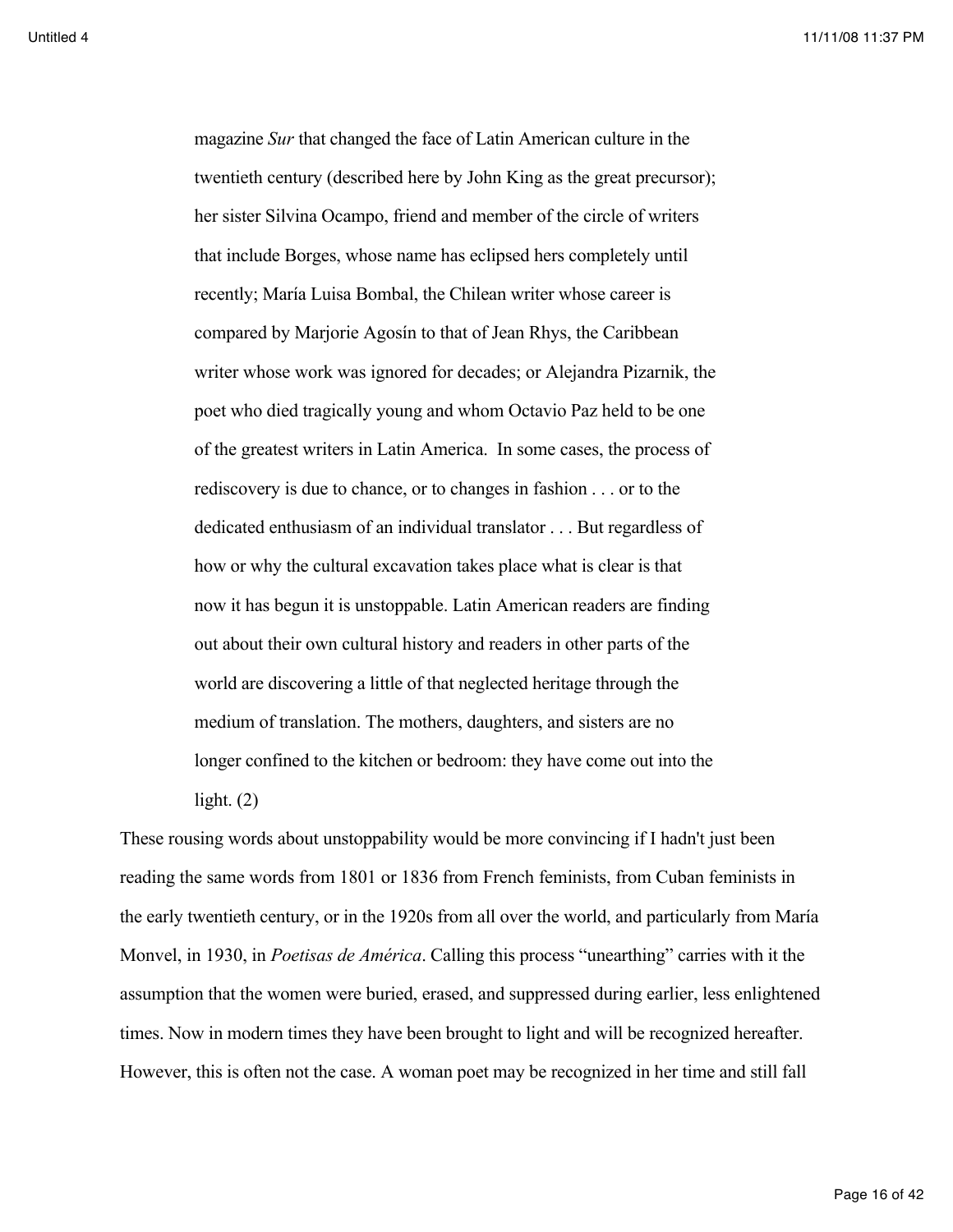> magazine *Sur* that changed the face of Latin American culture in the twentieth century (described here by John King as the great precursor); her sister Silvina Ocampo, friend and member of the circle of writers that include Borges, whose name has eclipsed hers completely until recently; María Luisa Bombal, the Chilean writer whose career is compared by Marjorie Agosín to that of Jean Rhys, the Caribbean writer whose work was ignored for decades; or Alejandra Pizarnik, the poet who died tragically young and whom Octavio Paz held to be one of the greatest writers in Latin America. In some cases, the process of rediscovery is due to chance, or to changes in fashion . . . or to the dedicated enthusiasm of an individual translator . . . But regardless of how or why the cultural excavation takes place what is clear is that now it has begun it is unstoppable. Latin American readers are finding out about their own cultural history and readers in other parts of the world are discovering a little of that neglected heritage through the medium of translation. The mothers, daughters, and sisters are no longer confined to the kitchen or bedroom: they have come out into the light. (2)

These rousing words about unstoppability would be more convincing if I hadn't just been reading the same words from 1801 or 1836 from French feminists, from Cuban feminists in the early twentieth century, or in the 1920s from all over the world, and particularly from María Monvel, in 1930, in *Poetisas de América*. Calling this process "unearthing" carries with it the assumption that the women were buried, erased, and suppressed during earlier, less enlightened times. Now in modern times they have been brought to light and will be recognized hereafter. However, this is often not the case. A woman poet may be recognized in her time and still fall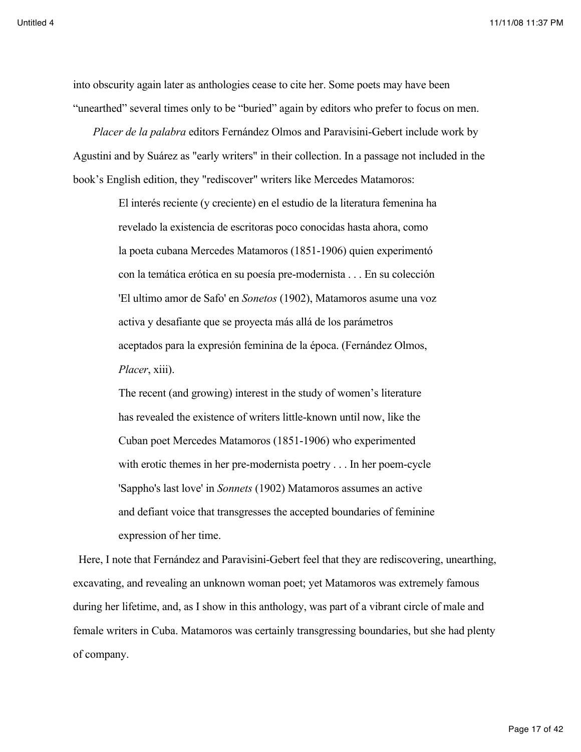into obscurity again later as anthologies cease to cite her. Some poets may have been "unearthed" several times only to be "buried" again by editors who prefer to focus on men.

*Placer de la palabra* editors Fernández Olmos and Paravisini-Gebert include work by Agustini and by Suárez as "early writers" in their collection. In a passage not included in the book's English edition, they "rediscover" writers like Mercedes Matamoros:

> El interés reciente (y creciente) en el estudio de la literatura femenina ha revelado la existencia de escritoras poco conocidas hasta ahora, como la poeta cubana Mercedes Matamoros (1851-1906) quien experimentó con la temática erótica en su poesía pre-modernista . . . En su colección 'El ultimo amor de Safo' en *Sonetos* (1902), Matamoros asume una voz activa y desafiante que se proyecta más allá de los parámetros aceptados para la expresión feminina de la época. (Fernández Olmos, *Placer*, xiii).
>
> The recent (and growing) interest in the study of women's literature has revealed the existence of writers little-known until now, like the Cuban poet Mercedes Matamoros (1851-1906) who experimented with erotic themes in her pre-modernista poetry . . . In her poem-cycle 'Sappho's last love' in *Sonnets* (1902) Matamoros assumes an active and defiant voice that transgresses the accepted boundaries of feminine expression of her time.

Here, I note that Fernández and Paravisini-Gebert feel that they are rediscovering, unearthing, excavating, and revealing an unknown woman poet; yet Matamoros was extremely famous during her lifetime, and, as I show in this anthology, was part of a vibrant circle of male and female writers in Cuba. Matamoros was certainly transgressing boundaries, but she had plenty of company.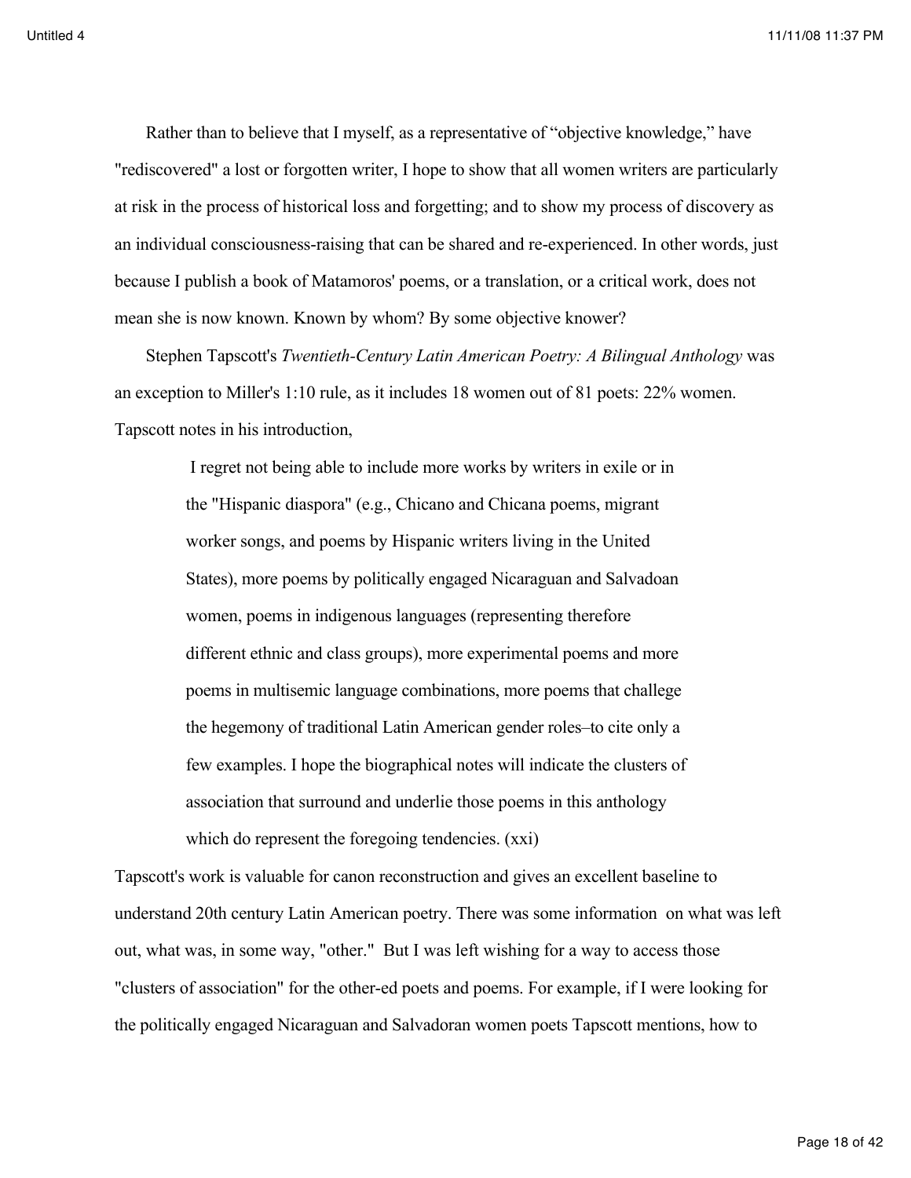Rather than to believe that I myself, as a representative of "objective knowledge," have "rediscovered" a lost or forgotten writer, I hope to show that all women writers are particularly at risk in the process of historical loss and forgetting; and to show my process of discovery as an individual consciousness-raising that can be shared and re-experienced. In other words, just because I publish a book of Matamoros' poems, or a translation, or a critical work, does not mean she is now known. Known by whom? By some objective knower?

Stephen Tapscott's *Twentieth-Century Latin American Poetry: A Bilingual Anthology* was an exception to Miller's 1:10 rule, as it includes 18 women out of 81 poets: 22% women. Tapscott notes in his introduction,

> I regret not being able to include more works by writers in exile or in the "Hispanic diaspora" (e.g., Chicano and Chicana poems, migrant worker songs, and poems by Hispanic writers living in the United States), more poems by politically engaged Nicaraguan and Salvadoan women, poems in indigenous languages (representing therefore different ethnic and class groups), more experimental poems and more poems in multisemic language combinations, more poems that challege the hegemony of traditional Latin American gender roles–to cite only a few examples. I hope the biographical notes will indicate the clusters of association that surround and underlie those poems in this anthology which do represent the foregoing tendencies. (xxi)

Tapscott's work is valuable for canon reconstruction and gives an excellent baseline to understand 20th century Latin American poetry. There was some information on what was left out, what was, in some way, "other." But I was left wishing for a way to access those "clusters of association" for the other-ed poets and poems. For example, if I were looking for the politically engaged Nicaraguan and Salvadoran women poets Tapscott mentions, how to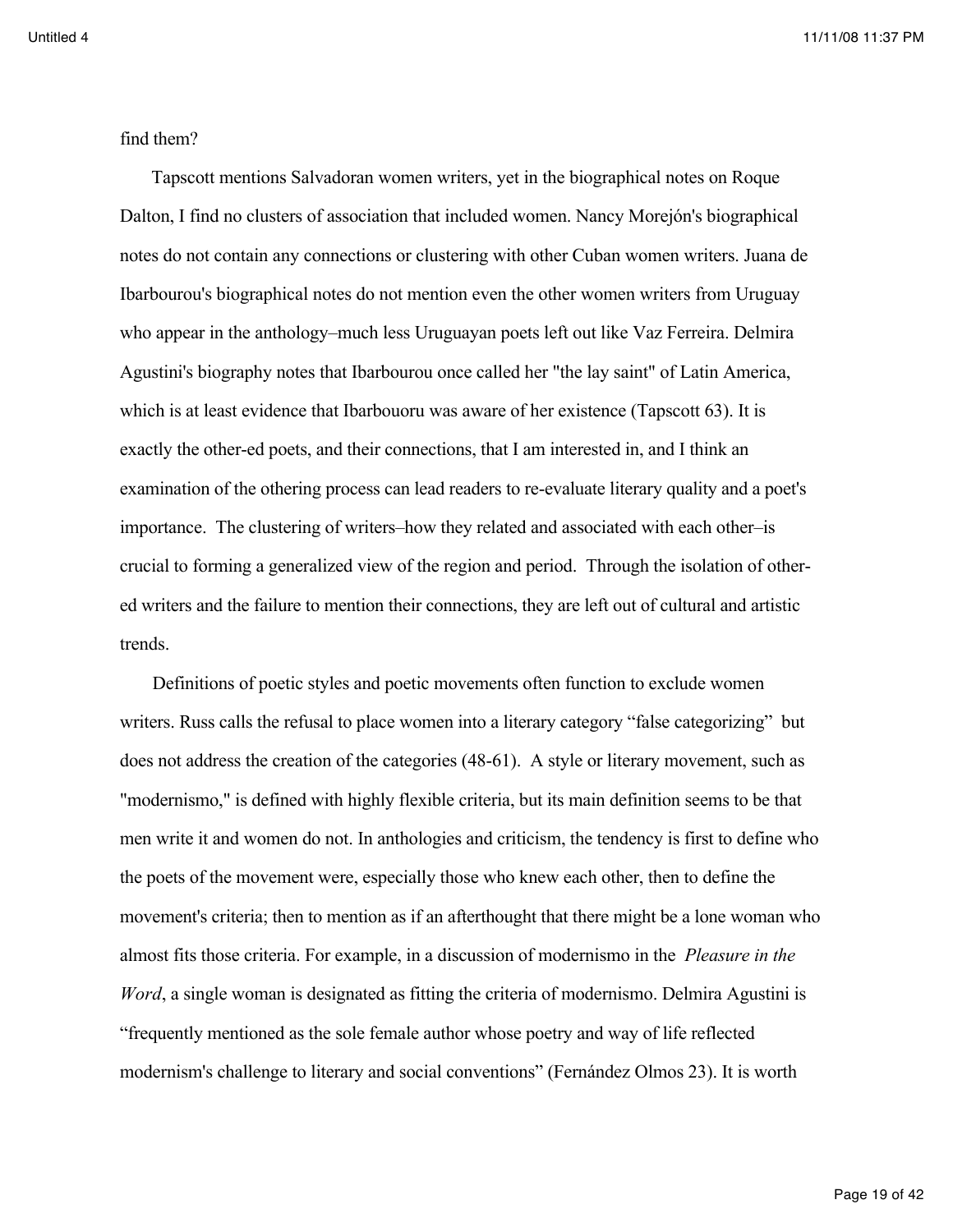find them?

Tapscott mentions Salvadoran women writers, yet in the biographical notes on Roque Dalton, I find no clusters of association that included women. Nancy Morejón's biographical notes do not contain any connections or clustering with other Cuban women writers. Juana de Ibarbourou's biographical notes do not mention even the other women writers from Uruguay who appear in the anthology–much less Uruguayan poets left out like Vaz Ferreira. Delmira Agustini's biography notes that Ibarbourou once called her "the lay saint" of Latin America, which is at least evidence that Ibarbouoru was aware of her existence (Tapscott 63). It is exactly the other-ed poets, and their connections, that I am interested in, and I think an examination of the othering process can lead readers to re-evaluate literary quality and a poet's importance. The clustering of writers–how they related and associated with each other–is crucial to forming a generalized view of the region and period. Through the isolation of other-ed writers and the failure to mention their connections, they are left out of cultural and artistic trends.

Definitions of poetic styles and poetic movements often function to exclude women writers. Russ calls the refusal to place women into a literary category "false categorizing" but does not address the creation of the categories (48-61). A style or literary movement, such as "modernismo," is defined with highly flexible criteria, but its main definition seems to be that men write it and women do not. In anthologies and criticism, the tendency is first to define who the poets of the movement were, especially those who knew each other, then to define the movement's criteria; then to mention as if an afterthought that there might be a lone woman who almost fits those criteria. For example, in a discussion of modernismo in the *Pleasure in the Word*, a single woman is designated as fitting the criteria of modernismo. Delmira Agustini is "frequently mentioned as the sole female author whose poetry and way of life reflected modernism's challenge to literary and social conventions" (Fernández Olmos 23). It is worth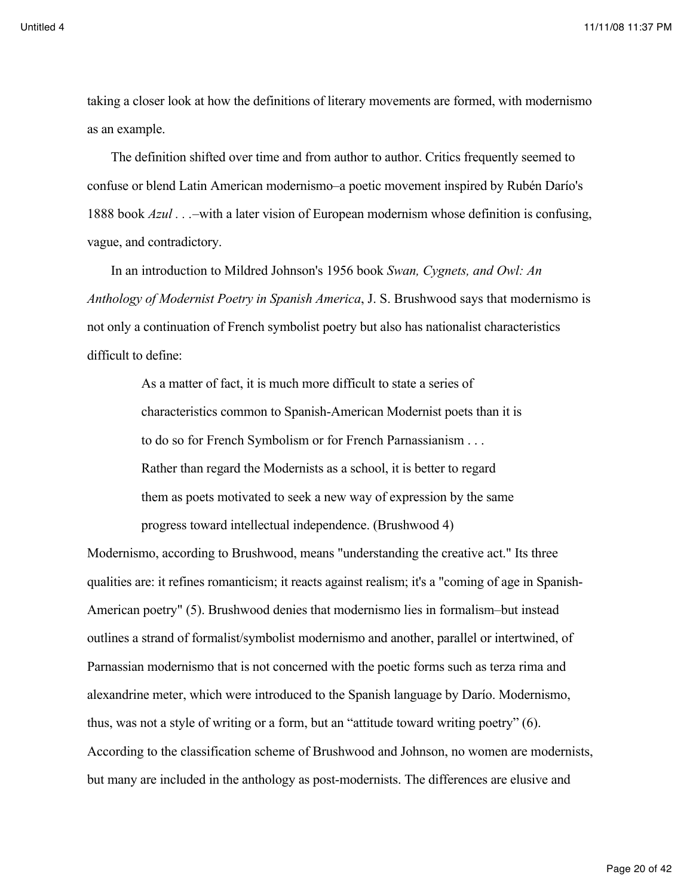taking a closer look at how the definitions of literary movements are formed, with modernismo as an example.

The definition shifted over time and from author to author. Critics frequently seemed to confuse or blend Latin American modernismo–a poetic movement inspired by Rubén Darío's 1888 book *Azul* . . .–with a later vision of European modernism whose definition is confusing, vague, and contradictory.

In an introduction to Mildred Johnson's 1956 book *Swan, Cygnets, and Owl: An Anthology of Modernist Poetry in Spanish America*, J. S. Brushwood says that modernismo is not only a continuation of French symbolist poetry but also has nationalist characteristics difficult to define:

> As a matter of fact, it is much more difficult to state a series of characteristics common to Spanish-American Modernist poets than it is to do so for French Symbolism or for French Parnassianism . . . Rather than regard the Modernists as a school, it is better to regard them as poets motivated to seek a new way of expression by the same progress toward intellectual independence. (Brushwood 4)

Modernismo, according to Brushwood, means "understanding the creative act." Its three qualities are: it refines romanticism; it reacts against realism; it's a "coming of age in Spanish-American poetry" (5). Brushwood denies that modernismo lies in formalism–but instead outlines a strand of formalist/symbolist modernismo and another, parallel or intertwined, of Parnassian modernismo that is not concerned with the poetic forms such as terza rima and alexandrine meter, which were introduced to the Spanish language by Darío. Modernismo, thus, was not a style of writing or a form, but an "attitude toward writing poetry" (6). According to the classification scheme of Brushwood and Johnson, no women are modernists, but many are included in the anthology as post-modernists. The differences are elusive and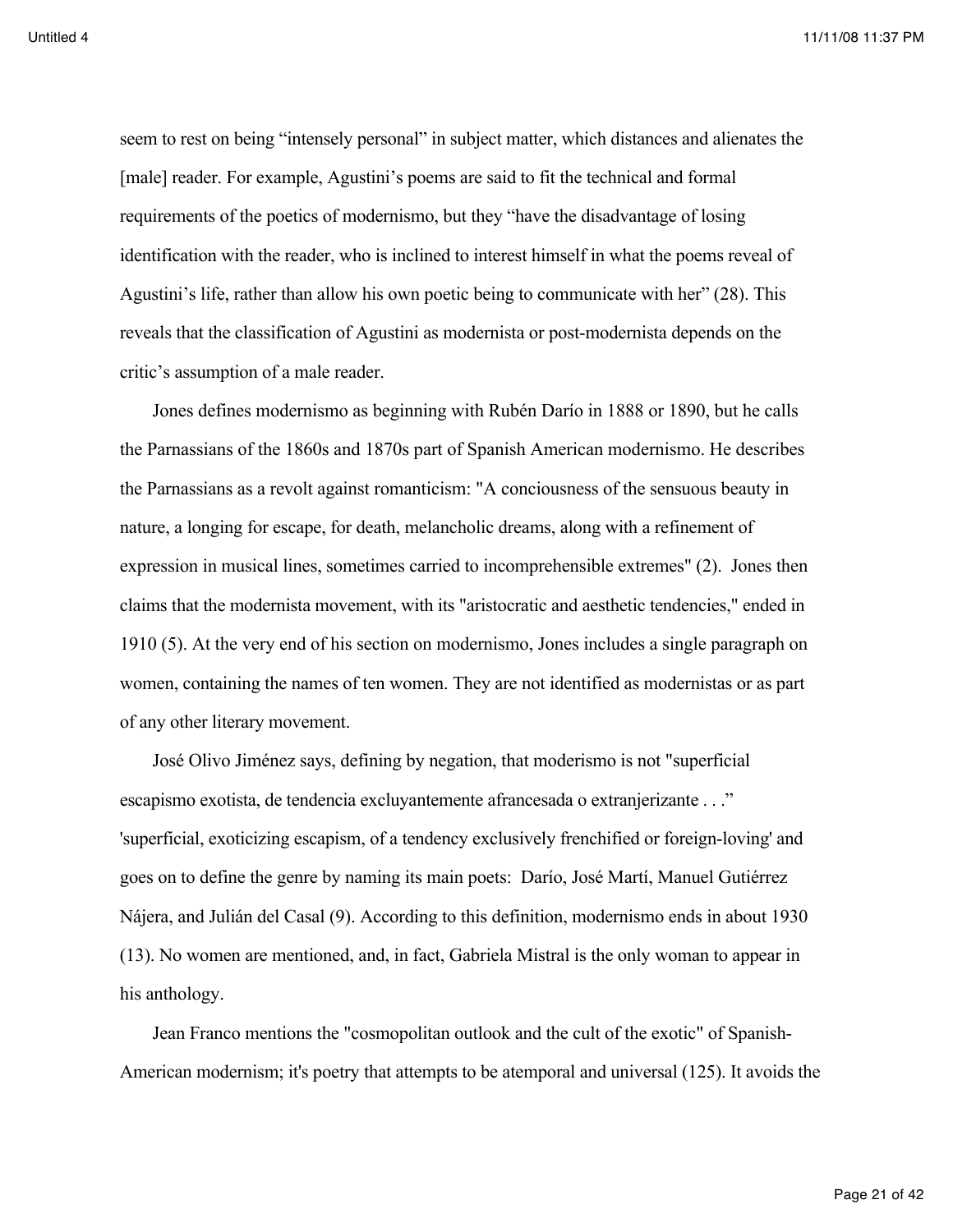seem to rest on being "intensely personal" in subject matter, which distances and alienates the [male] reader. For example, Agustini's poems are said to fit the technical and formal requirements of the poetics of modernismo, but they "have the disadvantage of losing identification with the reader, who is inclined to interest himself in what the poems reveal of Agustini's life, rather than allow his own poetic being to communicate with her" (28). This reveals that the classification of Agustini as modernista or post-modernista depends on the critic's assumption of a male reader.

Jones defines modernismo as beginning with Rubén Darío in 1888 or 1890, but he calls the Parnassians of the 1860s and 1870s part of Spanish American modernismo. He describes the Parnassians as a revolt against romanticism: "A conciousness of the sensuous beauty in nature, a longing for escape, for death, melancholic dreams, along with a refinement of expression in musical lines, sometimes carried to incomprehensible extremes" (2). Jones then claims that the modernista movement, with its "aristocratic and aesthetic tendencies," ended in 1910 (5). At the very end of his section on modernismo, Jones includes a single paragraph on women, containing the names of ten women. They are not identified as modernistas or as part of any other literary movement.

José Olivo Jiménez says, defining by negation, that moderismo is not "superficial escapismo exotista, de tendencia excluyantemente afrancesada o extranjerizante . . ." 'superficial, exoticizing escapism, of a tendency exclusively frenchified or foreign-loving' and goes on to define the genre by naming its main poets: Darío, José Martí, Manuel Gutiérrez Nájera, and Julián del Casal (9). According to this definition, modernismo ends in about 1930 (13). No women are mentioned, and, in fact, Gabriela Mistral is the only woman to appear in his anthology.

Jean Franco mentions the "cosmopolitan outlook and the cult of the exotic" of Spanish-American modernism; it's poetry that attempts to be atemporal and universal (125). It avoids the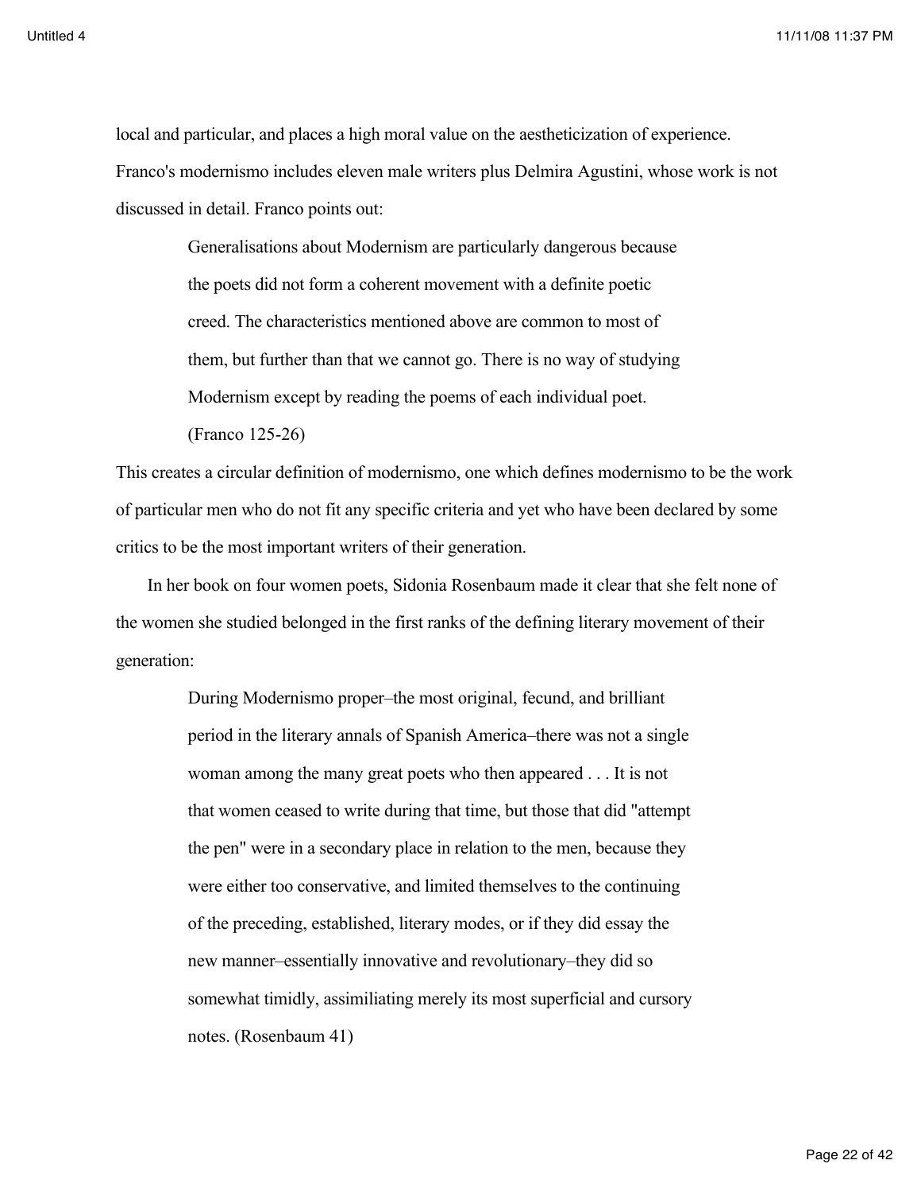local and particular, and places a high moral value on the aestheticization of experience. Franco's modernismo includes eleven male writers plus Delmira Agustini, whose work is not discussed in detail. Franco points out:

> Generalisations about Modernism are particularly dangerous because the poets did not form a coherent movement with a definite poetic creed. The characteristics mentioned above are common to most of them, but further than that we cannot go. There is no way of studying Modernism except by reading the poems of each individual poet. (Franco 125-26)

This creates a circular definition of modernismo, one which defines modernismo to be the work of particular men who do not fit any specific criteria and yet who have been declared by some critics to be the most important writers of their generation.

In her book on four women poets, Sidonia Rosenbaum made it clear that she felt none of the women she studied belonged in the first ranks of the defining literary movement of their generation:

> During Modernismo proper–the most original, fecund, and brilliant period in the literary annals of Spanish America–there was not a single woman among the many great poets who then appeared . . . It is not that women ceased to write during that time, but those that did "attempt the pen" were in a secondary place in relation to the men, because they were either too conservative, and limited themselves to the continuing of the preceding, established, literary modes, or if they did essay the new manner–essentially innovative and revolutionary–they did so somewhat timidly, assimiliating merely its most superficial and cursory notes. (Rosenbaum 41)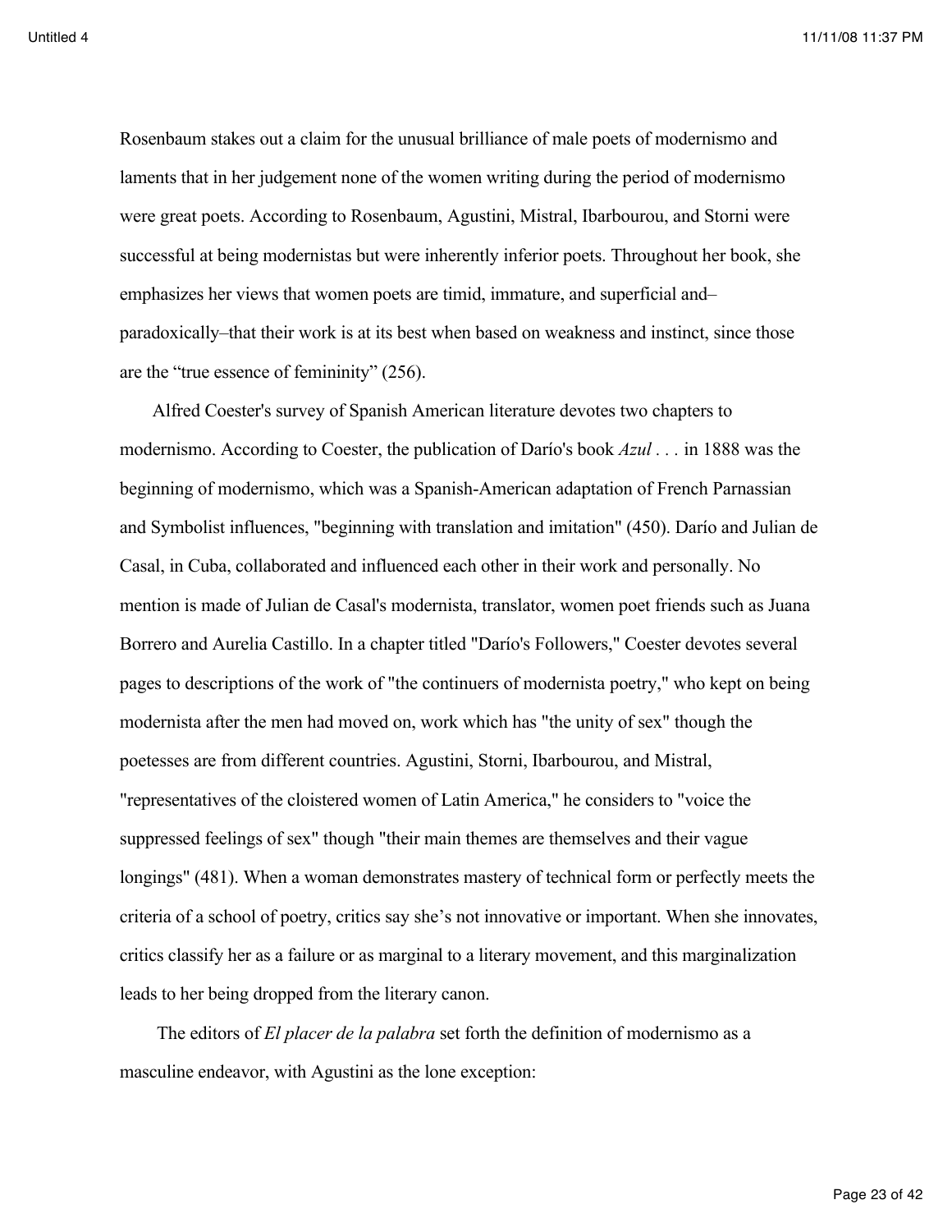Rosenbaum stakes out a claim for the unusual brilliance of male poets of modernismo and laments that in her judgement none of the women writing during the period of modernismo were great poets. According to Rosenbaum, Agustini, Mistral, Ibarbourou, and Storni were successful at being modernistas but were inherently inferior poets. Throughout her book, she emphasizes her views that women poets are timid, immature, and superficial and–paradoxically–that their work is at its best when based on weakness and instinct, since those are the "true essence of femininity" (256).

Alfred Coester's survey of Spanish American literature devotes two chapters to modernismo. According to Coester, the publication of Darío's book *Azul* . . . in 1888 was the beginning of modernismo, which was a Spanish-American adaptation of French Parnassian and Symbolist influences, "beginning with translation and imitation" (450). Darío and Julian de Casal, in Cuba, collaborated and influenced each other in their work and personally. No mention is made of Julian de Casal's modernista, translator, women poet friends such as Juana Borrero and Aurelia Castillo. In a chapter titled "Darío's Followers," Coester devotes several pages to descriptions of the work of "the continuers of modernista poetry," who kept on being modernista after the men had moved on, work which has "the unity of sex" though the poetesses are from different countries. Agustini, Storni, Ibarbourou, and Mistral, "representatives of the cloistered women of Latin America," he considers to "voice the suppressed feelings of sex" though "their main themes are themselves and their vague longings" (481). When a woman demonstrates mastery of technical form or perfectly meets the criteria of a school of poetry, critics say she's not innovative or important. When she innovates, critics classify her as a failure or as marginal to a literary movement, and this marginalization leads to her being dropped from the literary canon.

The editors of *El placer de la palabra* set forth the definition of modernismo as a masculine endeavor, with Agustini as the lone exception: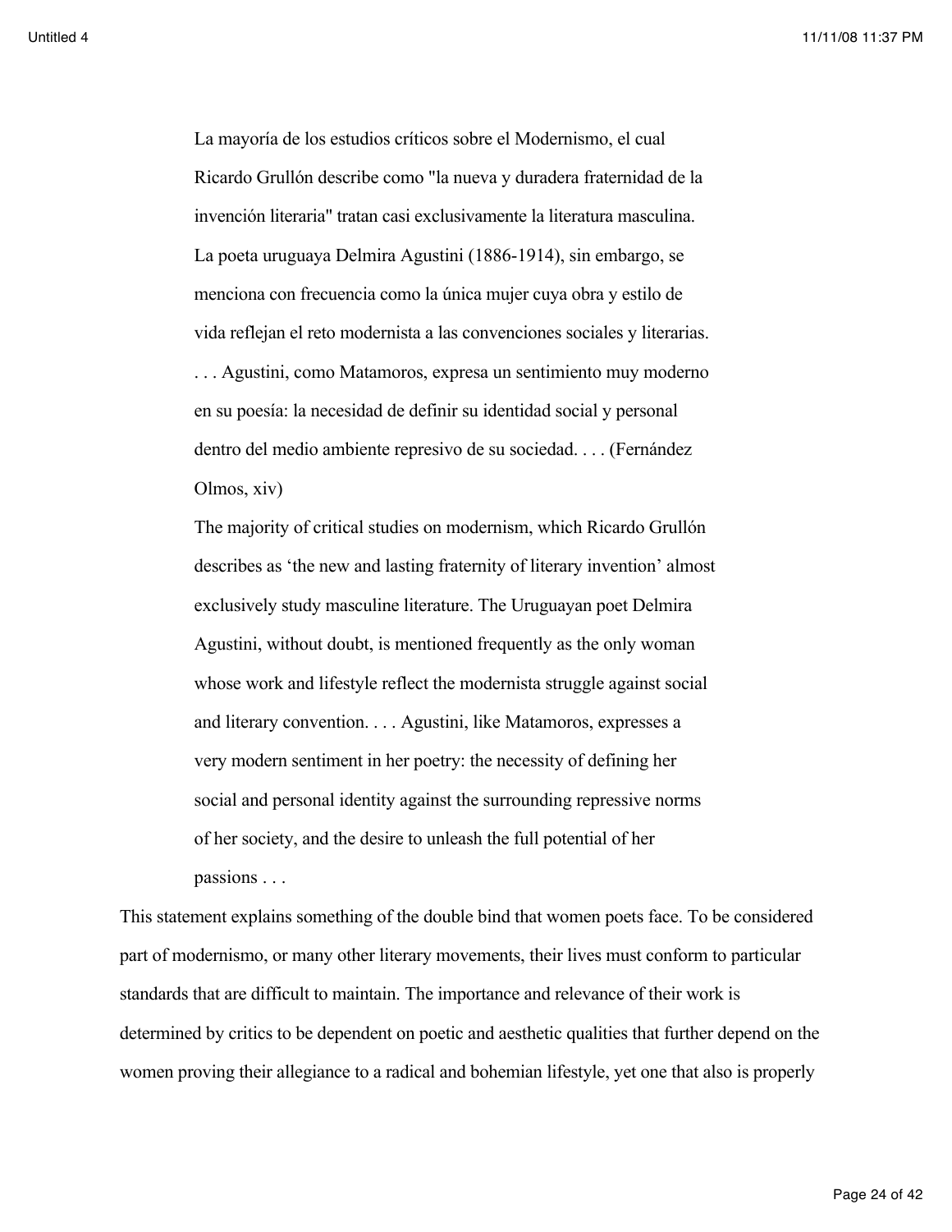> La mayoría de los estudios críticos sobre el Modernismo, el cual Ricardo Grullón describe como "la nueva y duradera fraternidad de la invención literaria" tratan casi exclusivamente la literatura masculina. La poeta uruguaya Delmira Agustini (1886-1914), sin embargo, se menciona con frecuencia como la única mujer cuya obra y estilo de vida reflejan el reto modernista a las convenciones sociales y literarias. . . . Agustini, como Matamoros, expresa un sentimiento muy moderno en su poesía: la necesidad de definir su identidad social y personal dentro del medio ambiente represivo de su sociedad. . . . (Fernández Olmos, xiv)
>
> The majority of critical studies on modernism, which Ricardo Grullón describes as 'the new and lasting fraternity of literary invention' almost exclusively study masculine literature. The Uruguayan poet Delmira Agustini, without doubt, is mentioned frequently as the only woman whose work and lifestyle reflect the modernista struggle against social and literary convention. . . . Agustini, like Matamoros, expresses a very modern sentiment in her poetry: the necessity of defining her social and personal identity against the surrounding repressive norms of her society, and the desire to unleash the full potential of her passions . . .

This statement explains something of the double bind that women poets face. To be considered part of modernismo, or many other literary movements, their lives must conform to particular standards that are difficult to maintain. The importance and relevance of their work is determined by critics to be dependent on poetic and aesthetic qualities that further depend on the women proving their allegiance to a radical and bohemian lifestyle, yet one that also is properly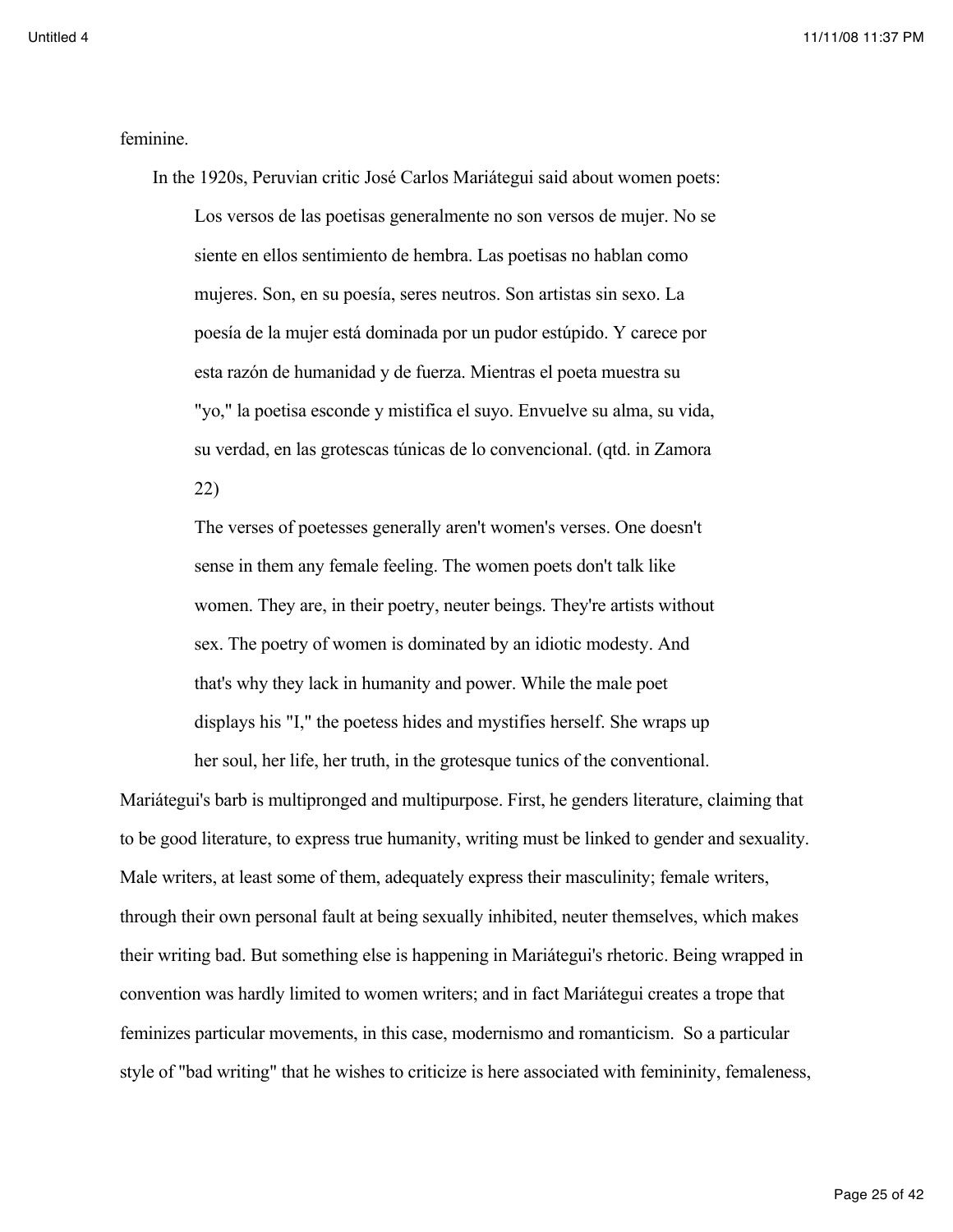feminine.

In the 1920s, Peruvian critic José Carlos Mariátegui said about women poets:

> Los versos de las poetisas generalmente no son versos de mujer. No se siente en ellos sentimiento de hembra. Las poetisas no hablan como mujeres. Son, en su poesía, seres neutros. Son artistas sin sexo. La poesía de la mujer está dominada por un pudor estúpido. Y carece por esta razón de humanidad y de fuerza. Mientras el poeta muestra su "yo," la poetisa esconde y mistifica el suyo. Envuelve su alma, su vida, su verdad, en las grotescas túnicas de lo convencional. (qtd. in Zamora 22)
>
> The verses of poetesses generally aren't women's verses. One doesn't sense in them any female feeling. The women poets don't talk like women. They are, in their poetry, neuter beings. They're artists without sex. The poetry of women is dominated by an idiotic modesty. And that's why they lack in humanity and power. While the male poet displays his "I," the poetess hides and mystifies herself. She wraps up her soul, her life, her truth, in the grotesque tunics of the conventional.

Mariátegui's barb is multipronged and multipurpose. First, he genders literature, claiming that to be good literature, to express true humanity, writing must be linked to gender and sexuality. Male writers, at least some of them, adequately express their masculinity; female writers, through their own personal fault at being sexually inhibited, neuter themselves, which makes their writing bad. But something else is happening in Mariátegui's rhetoric. Being wrapped in convention was hardly limited to women writers; and in fact Mariátegui creates a trope that feminizes particular movements, in this case, modernismo and romanticism. So a particular style of "bad writing" that he wishes to criticize is here associated with femininity, femaleness,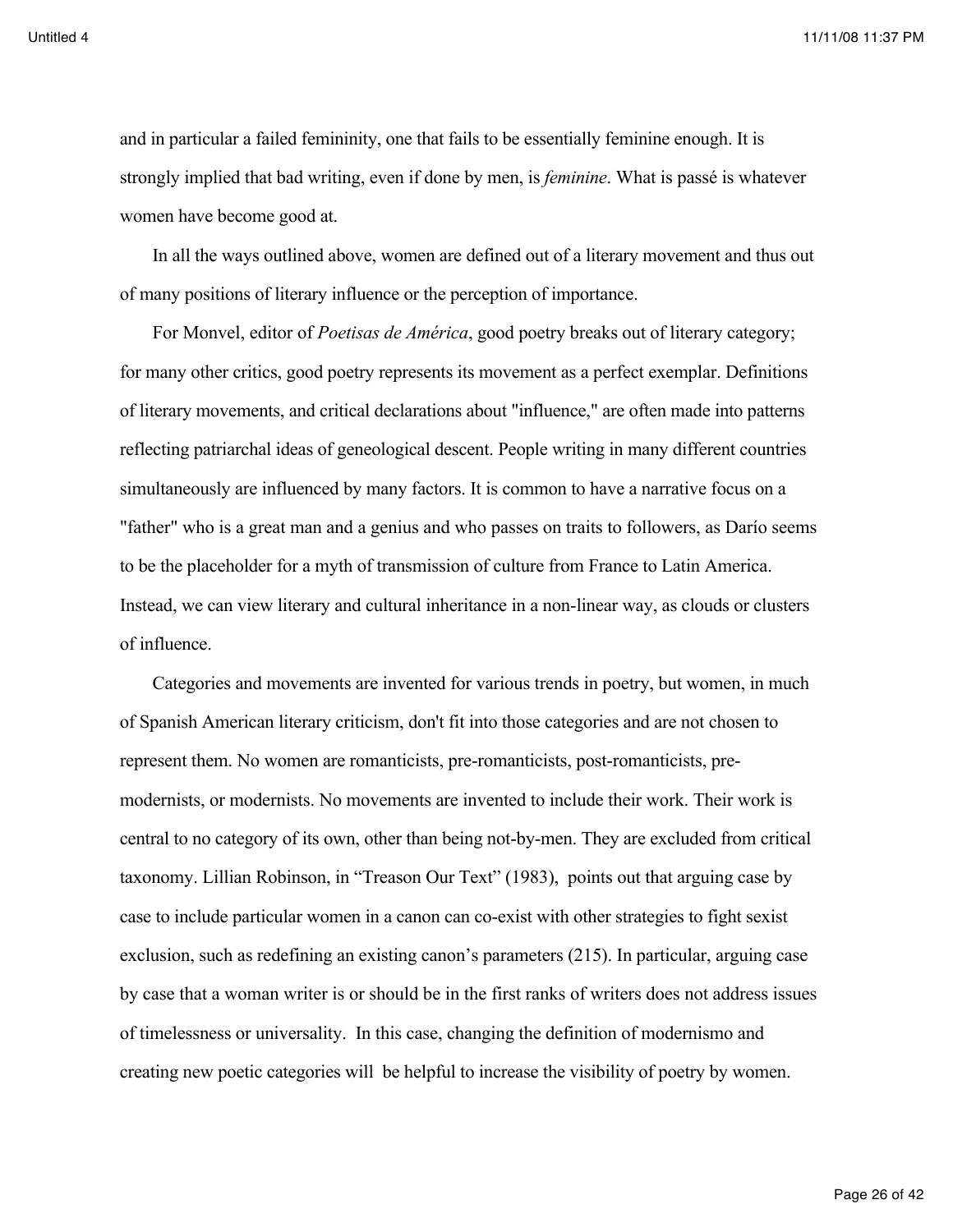and in particular a failed femininity, one that fails to be essentially feminine enough. It is strongly implied that bad writing, even if done by men, is *feminine*. What is passé is whatever women have become good at.

In all the ways outlined above, women are defined out of a literary movement and thus out of many positions of literary influence or the perception of importance.

For Monvel, editor of *Poetisas de América*, good poetry breaks out of literary category; for many other critics, good poetry represents its movement as a perfect exemplar. Definitions of literary movements, and critical declarations about "influence," are often made into patterns reflecting patriarchal ideas of geneological descent. People writing in many different countries simultaneously are influenced by many factors. It is common to have a narrative focus on a "father" who is a great man and a genius and who passes on traits to followers, as Darío seems to be the placeholder for a myth of transmission of culture from France to Latin America. Instead, we can view literary and cultural inheritance in a non-linear way, as clouds or clusters of influence.

Categories and movements are invented for various trends in poetry, but women, in much of Spanish American literary criticism, don't fit into those categories and are not chosen to represent them. No women are romanticists, pre-romanticists, post-romanticists, pre-modernists, or modernists. No movements are invented to include their work. Their work is central to no category of its own, other than being not-by-men. They are excluded from critical taxonomy. Lillian Robinson, in "Treason Our Text" (1983), points out that arguing case by case to include particular women in a canon can co-exist with other strategies to fight sexist exclusion, such as redefining an existing canon's parameters (215). In particular, arguing case by case that a woman writer is or should be in the first ranks of writers does not address issues of timelessness or universality. In this case, changing the definition of modernismo and creating new poetic categories will be helpful to increase the visibility of poetry by women.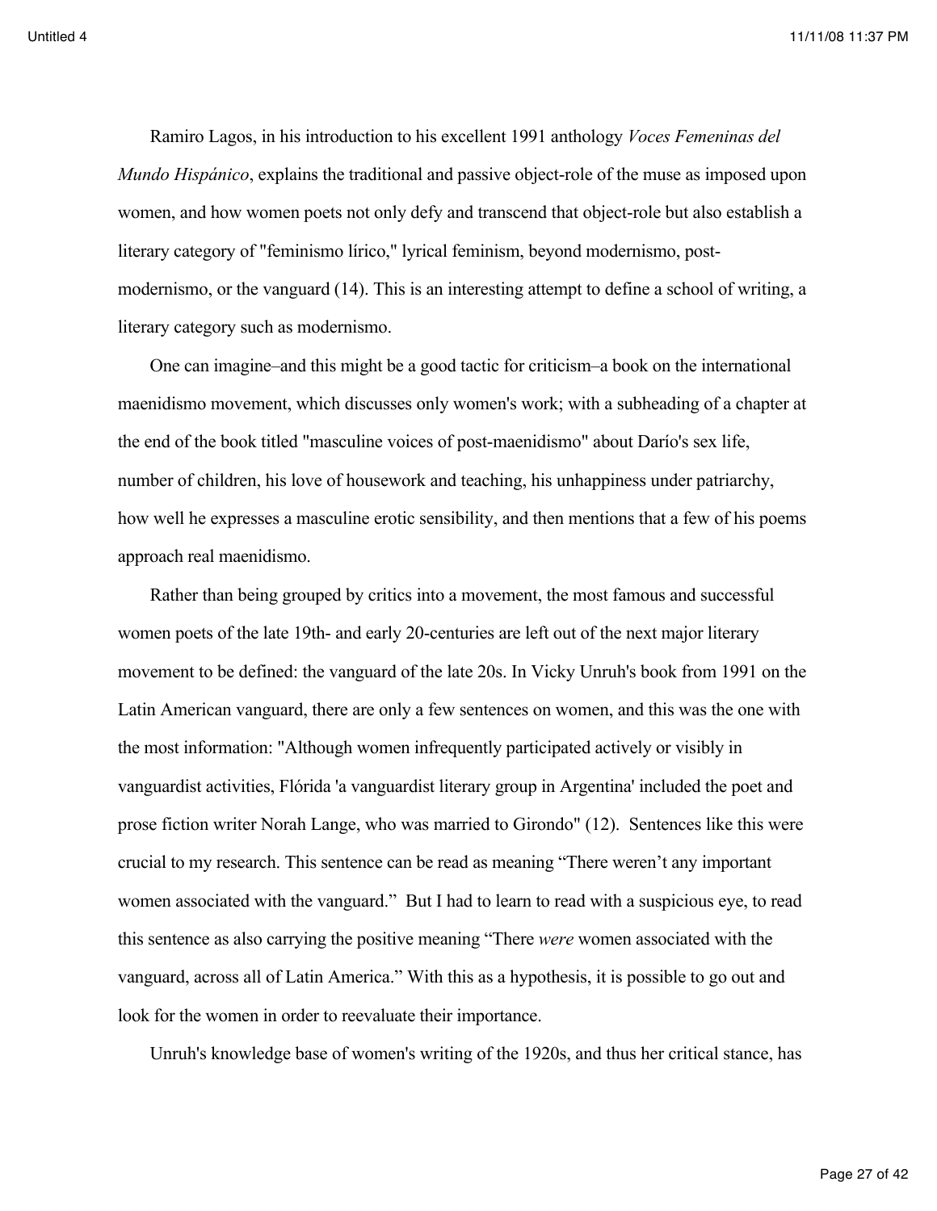Ramiro Lagos, in his introduction to his excellent 1991 anthology *Voces Femeninas del Mundo Hispánico*, explains the traditional and passive object-role of the muse as imposed upon women, and how women poets not only defy and transcend that object-role but also establish a literary category of "feminismo lírico," lyrical feminism, beyond modernismo, post-modernismo, or the vanguard (14). This is an interesting attempt to define a school of writing, a literary category such as modernismo.

One can imagine–and this might be a good tactic for criticism–a book on the international maenidismo movement, which discusses only women's work; with a subheading of a chapter at the end of the book titled "masculine voices of post-maenidismo" about Darío's sex life, number of children, his love of housework and teaching, his unhappiness under patriarchy, how well he expresses a masculine erotic sensibility, and then mentions that a few of his poems approach real maenidismo.

Rather than being grouped by critics into a movement, the most famous and successful women poets of the late 19th- and early 20-centuries are left out of the next major literary movement to be defined: the vanguard of the late 20s. In Vicky Unruh's book from 1991 on the Latin American vanguard, there are only a few sentences on women, and this was the one with the most information: "Although women infrequently participated actively or visibly in vanguardist activities, Flórida 'a vanguardist literary group in Argentina' included the poet and prose fiction writer Norah Lange, who was married to Girondo" (12). Sentences like this were crucial to my research. This sentence can be read as meaning "There weren't any important women associated with the vanguard." But I had to learn to read with a suspicious eye, to read this sentence as also carrying the positive meaning "There *were* women associated with the vanguard, across all of Latin America." With this as a hypothesis, it is possible to go out and look for the women in order to reevaluate their importance.

Unruh's knowledge base of women's writing of the 1920s, and thus her critical stance, has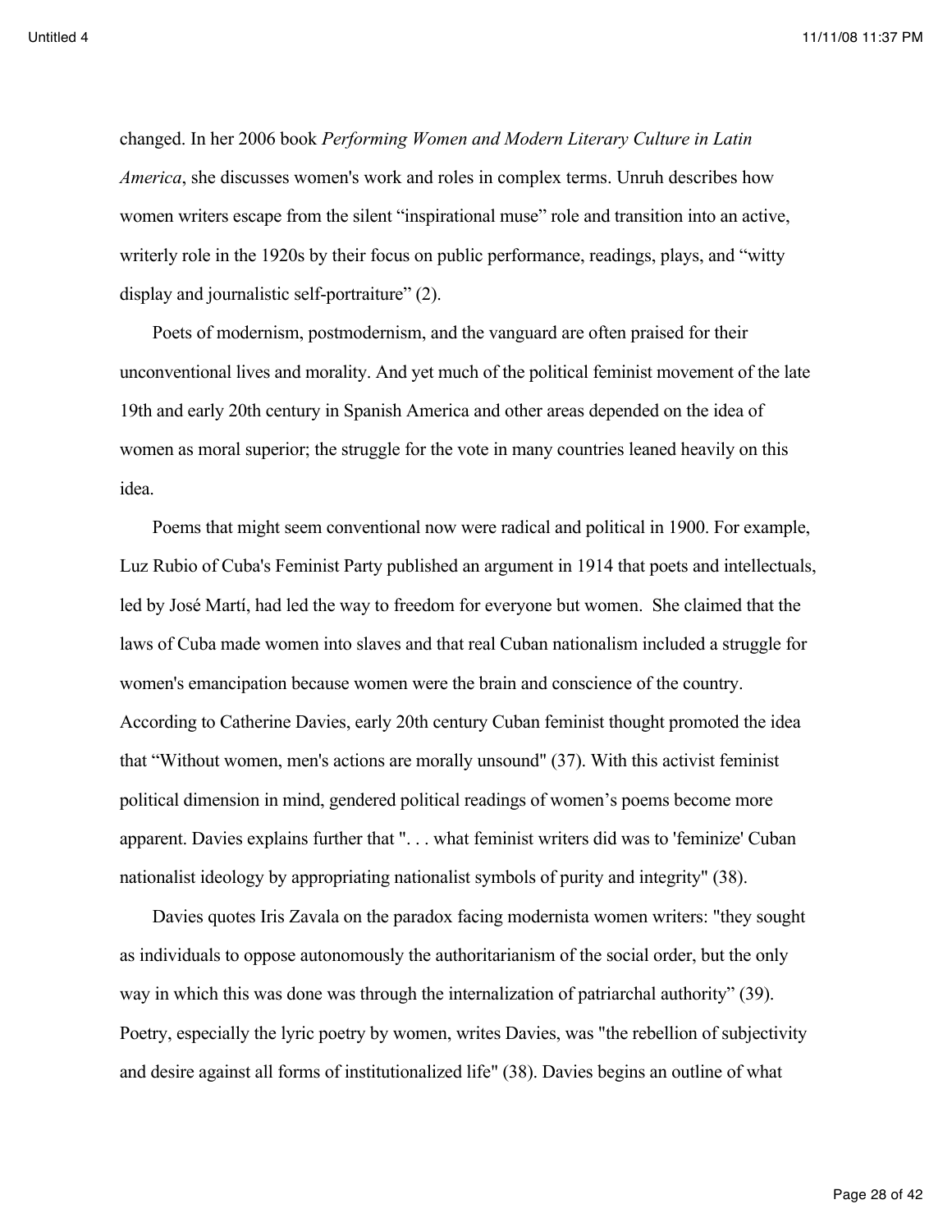changed. In her 2006 book *Performing Women and Modern Literary Culture in Latin America*, she discusses women's work and roles in complex terms. Unruh describes how women writers escape from the silent "inspirational muse" role and transition into an active, writerly role in the 1920s by their focus on public performance, readings, plays, and "witty display and journalistic self-portraiture" (2).

Poets of modernism, postmodernism, and the vanguard are often praised for their unconventional lives and morality. And yet much of the political feminist movement of the late 19th and early 20th century in Spanish America and other areas depended on the idea of women as moral superior; the struggle for the vote in many countries leaned heavily on this idea.

Poems that might seem conventional now were radical and political in 1900. For example, Luz Rubio of Cuba's Feminist Party published an argument in 1914 that poets and intellectuals, led by José Martí, had led the way to freedom for everyone but women. She claimed that the laws of Cuba made women into slaves and that real Cuban nationalism included a struggle for women's emancipation because women were the brain and conscience of the country. According to Catherine Davies, early 20th century Cuban feminist thought promoted the idea that "Without women, men's actions are morally unsound" (37). With this activist feminist political dimension in mind, gendered political readings of women's poems become more apparent. Davies explains further that ". . . what feminist writers did was to 'feminize' Cuban nationalist ideology by appropriating nationalist symbols of purity and integrity" (38).

Davies quotes Iris Zavala on the paradox facing modernista women writers: "they sought as individuals to oppose autonomously the authoritarianism of the social order, but the only way in which this was done was through the internalization of patriarchal authority" (39). Poetry, especially the lyric poetry by women, writes Davies, was "the rebellion of subjectivity and desire against all forms of institutionalized life" (38). Davies begins an outline of what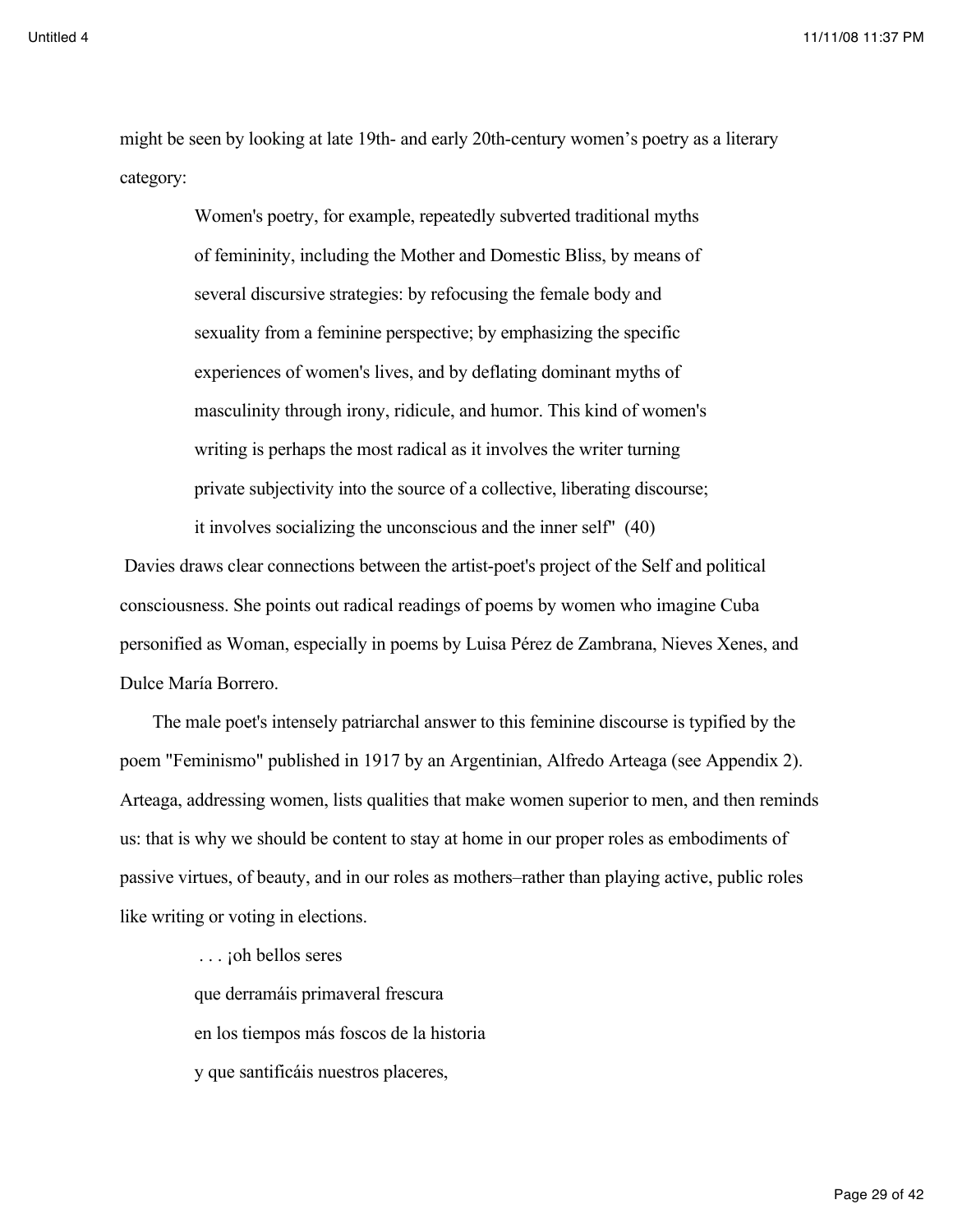might be seen by looking at late 19th- and early 20th-century women's poetry as a literary category:

> Women's poetry, for example, repeatedly subverted traditional myths of femininity, including the Mother and Domestic Bliss, by means of several discursive strategies: by refocusing the female body and sexuality from a feminine perspective; by emphasizing the specific experiences of women's lives, and by deflating dominant myths of masculinity through irony, ridicule, and humor. This kind of women's writing is perhaps the most radical as it involves the writer turning private subjectivity into the source of a collective, liberating discourse; it involves socializing the unconscious and the inner self" (40)

Davies draws clear connections between the artist-poet's project of the Self and political consciousness. She points out radical readings of poems by women who imagine Cuba personified as Woman, especially in poems by Luisa Pérez de Zambrana, Nieves Xenes, and Dulce María Borrero.

The male poet's intensely patriarchal answer to this feminine discourse is typified by the poem "Feminismo" published in 1917 by an Argentinian, Alfredo Arteaga (see Appendix 2). Arteaga, addressing women, lists qualities that make women superior to men, and then reminds us: that is why we should be content to stay at home in our proper roles as embodiments of passive virtues, of beauty, and in our roles as mothers–rather than playing active, public roles like writing or voting in elections.

> . . . ¡oh bellos seres  
> que derramáis primaveral frescura  
> en los tiempos más foscos de la historia  
> y que santificáis nuestros placeres,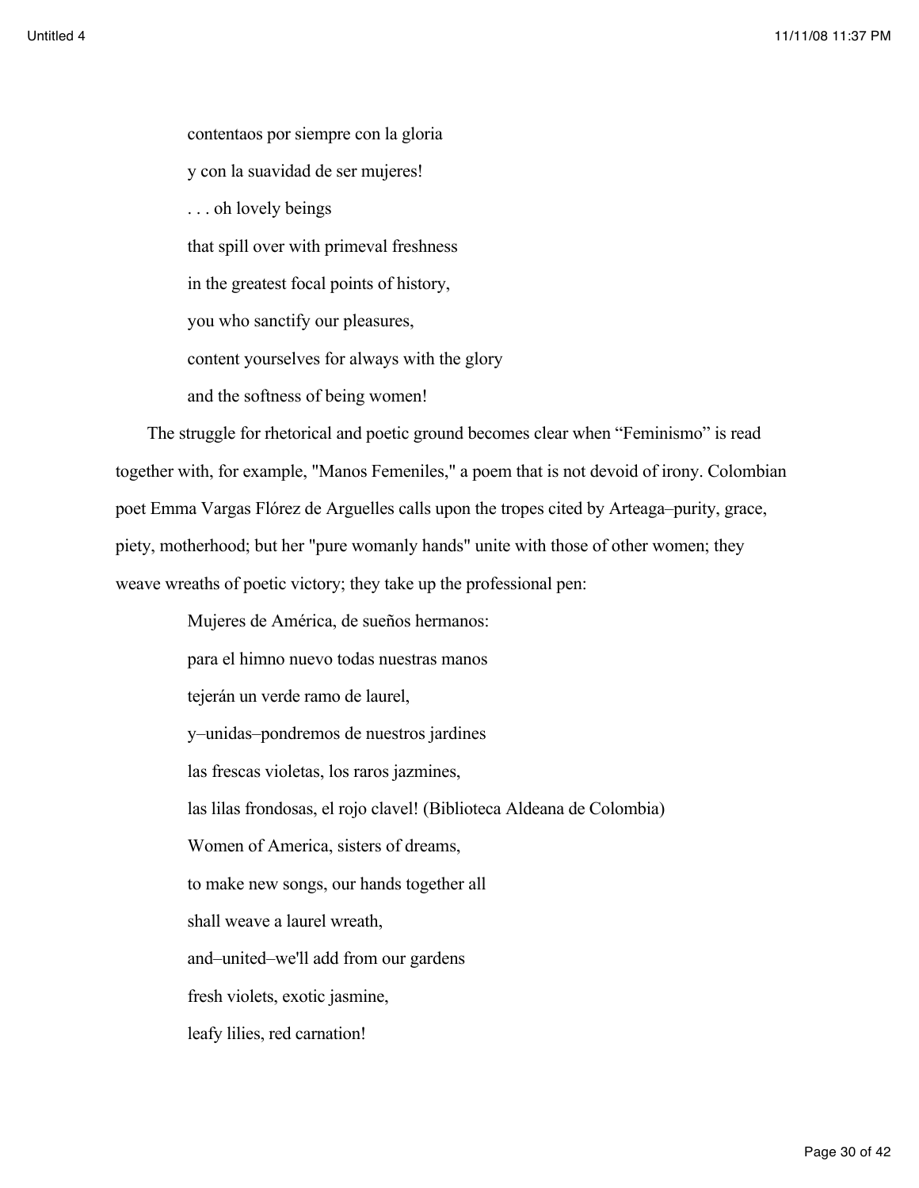contentaos por siempre con la gloria

y con la suavidad de ser mujeres!

. . . oh lovely beings

that spill over with primeval freshness

in the greatest focal points of history,

you who sanctify our pleasures,

content yourselves for always with the glory

and the softness of being women!

The struggle for rhetorical and poetic ground becomes clear when “Feminismo” is read together with, for example, "Manos Femeniles," a poem that is not devoid of irony. Colombian poet Emma Vargas Flórez de Arguelles calls upon the tropes cited by Arteaga–purity, grace, piety, motherhood; but her "pure womanly hands" unite with those of other women; they weave wreaths of poetic victory; they take up the professional pen:

Mujeres de América, de sueños hermanos:

para el himno nuevo todas nuestras manos

tejerán un verde ramo de laurel,

y–unidas–pondremos de nuestros jardines

las frescas violetas, los raros jazmines,

las lilas frondosas, el rojo clavel! (Biblioteca Aldeana de Colombia)

Women of America, sisters of dreams,

to make new songs, our hands together all

shall weave a laurel wreath,

and–united–we'll add from our gardens

fresh violets, exotic jasmine,

leafy lilies, red carnation!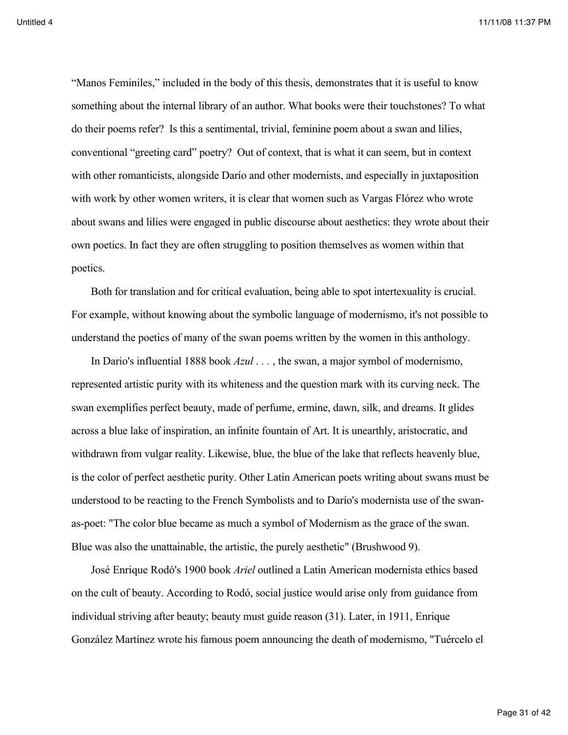"Manos Feminiles," included in the body of this thesis, demonstrates that it is useful to know something about the internal library of an author. What books were their touchstones? To what do their poems refer? Is this a sentimental, trivial, feminine poem about a swan and lilies, conventional "greeting card" poetry? Out of context, that is what it can seem, but in context with other romanticists, alongside Darío and other modernists, and especially in juxtaposition with work by other women writers, it is clear that women such as Vargas Flórez who wrote about swans and lilies were engaged in public discourse about aesthetics: they wrote about their own poetics. In fact they are often struggling to position themselves as women within that poetics.

Both for translation and for critical evaluation, being able to spot intertexuality is crucial. For example, without knowing about the symbolic language of modernismo, it's not possible to understand the poetics of many of the swan poems written by the women in this anthology.

In Dario's influential 1888 book *Azul . . .* , the swan, a major symbol of modernismo, represented artistic purity with its whiteness and the question mark with its curving neck. The swan exemplifies perfect beauty, made of perfume, ermine, dawn, silk, and dreams. It glides across a blue lake of inspiration, an infinite fountain of Art. It is unearthly, aristocratic, and withdrawn from vulgar reality. Likewise, blue, the blue of the lake that reflects heavenly blue, is the color of perfect aesthetic purity. Other Latin American poets writing about swans must be understood to be reacting to the French Symbolists and to Darío's modernista use of the swan-as-poet: "The color blue became as much a symbol of Modernism as the grace of the swan. Blue was also the unattainable, the artistic, the purely aesthetic" (Brushwood 9).

José Enrique Rodó's 1900 book *Ariel* outlined a Latin American modernista ethics based on the cult of beauty. According to Rodó, social justice would arise only from guidance from individual striving after beauty; beauty must guide reason (31). Later, in 1911, Enrique González Martínez wrote his famous poem announcing the death of modernismo, "Tuércelo el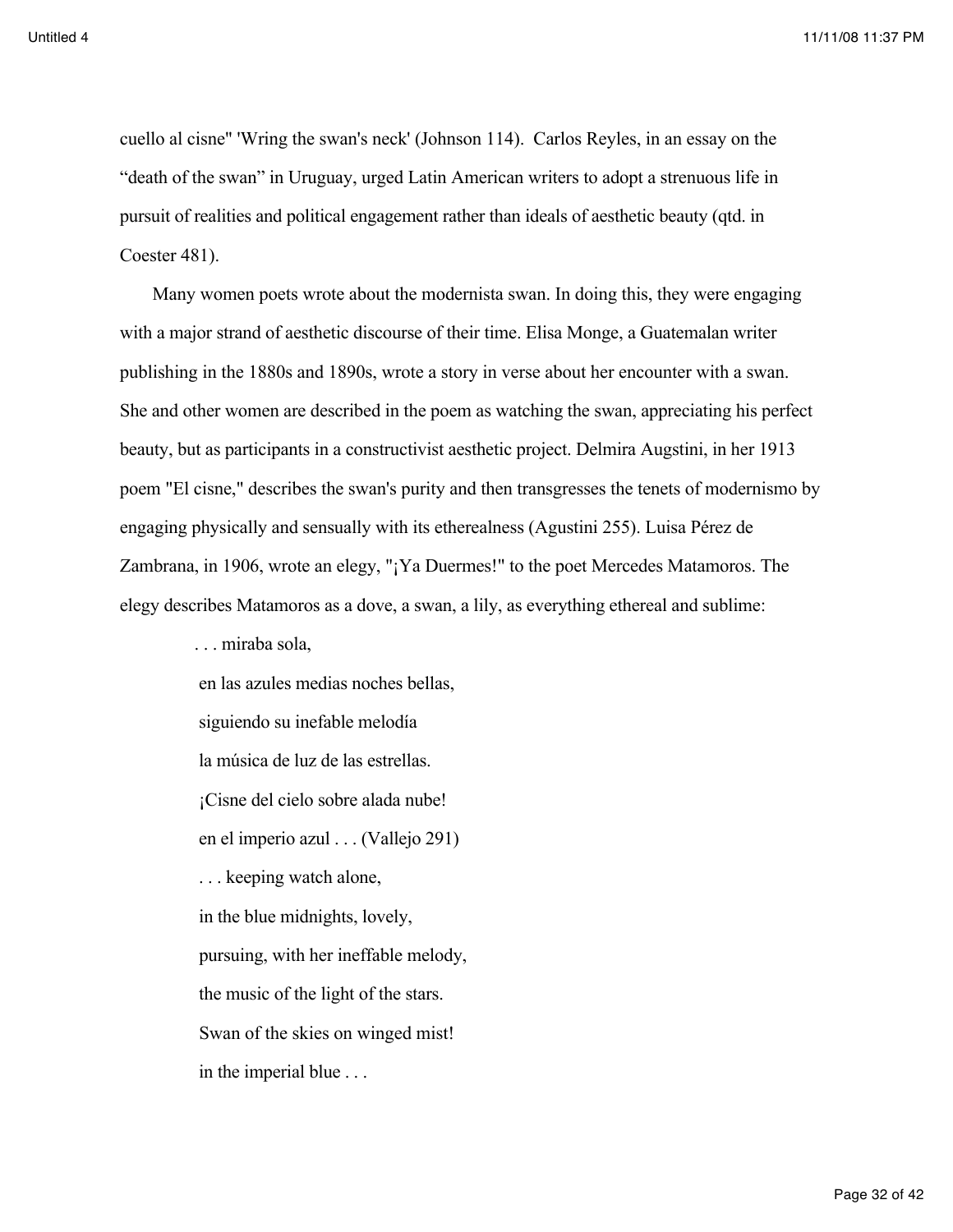cuello al cisne" 'Wring the swan's neck' (Johnson 114). Carlos Reyles, in an essay on the "death of the swan" in Uruguay, urged Latin American writers to adopt a strenuous life in pursuit of realities and political engagement rather than ideals of aesthetic beauty (qtd. in Coester 481).

Many women poets wrote about the modernista swan. In doing this, they were engaging with a major strand of aesthetic discourse of their time. Elisa Monge, a Guatemalan writer publishing in the 1880s and 1890s, wrote a story in verse about her encounter with a swan. She and other women are described in the poem as watching the swan, appreciating his perfect beauty, but as participants in a constructivist aesthetic project. Delmira Augstini, in her 1913 poem "El cisne," describes the swan's purity and then transgresses the tenets of modernismo by engaging physically and sensually with its etherealness (Agustini 255). Luisa Pérez de Zambrana, in 1906, wrote an elegy, "¡Ya Duermes!" to the poet Mercedes Matamoros. The elegy describes Matamoros as a dove, a swan, a lily, as everything ethereal and sublime:

> . . . miraba sola,
> en las azules medias noches bellas,
> siguiendo su inefable melodía
> la música de luz de las estrellas.
> ¡Cisne del cielo sobre alada nube!
> en el imperio azul . . . (Vallejo 291)
>
> . . . keeping watch alone,
> in the blue midnights, lovely,
> pursuing, with her ineffable melody,
> the music of the light of the stars.
> Swan of the skies on winged mist!
> in the imperial blue . . .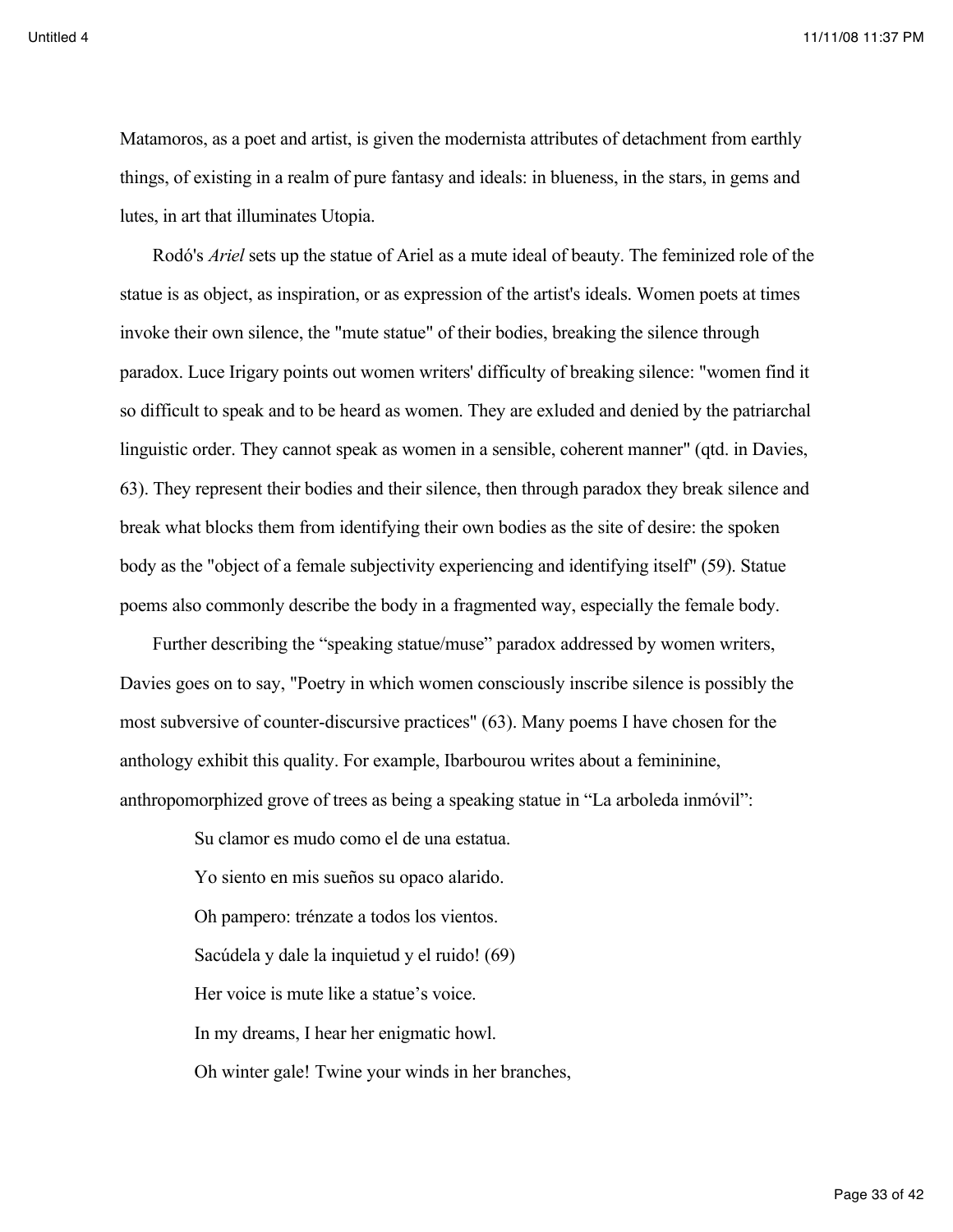Matamoros, as a poet and artist, is given the modernista attributes of detachment from earthly things, of existing in a realm of pure fantasy and ideals: in blueness, in the stars, in gems and lutes, in art that illuminates Utopia.

Rodó's *Ariel* sets up the statue of Ariel as a mute ideal of beauty. The feminized role of the statue is as object, as inspiration, or as expression of the artist's ideals. Women poets at times invoke their own silence, the "mute statue" of their bodies, breaking the silence through paradox. Luce Irigary points out women writers' difficulty of breaking silence: "women find it so difficult to speak and to be heard as women. They are exluded and denied by the patriarchal linguistic order. They cannot speak as women in a sensible, coherent manner" (qtd. in Davies, 63). They represent their bodies and their silence, then through paradox they break silence and break what blocks them from identifying their own bodies as the site of desire: the spoken body as the "object of a female subjectivity experiencing and identifying itself" (59). Statue poems also commonly describe the body in a fragmented way, especially the female body.

Further describing the "speaking statue/muse" paradox addressed by women writers, Davies goes on to say, "Poetry in which women consciously inscribe silence is possibly the most subversive of counter-discursive practices" (63). Many poems I have chosen for the anthology exhibit this quality. For example, Ibarbourou writes about a femininine, anthropomorphized grove of trees as being a speaking statue in "La arboleda inmóvil":

> Su clamor es mudo como el de una estatua.
>
> Yo siento en mis sueños su opaco alarido.
>
> Oh pampero: trénzate a todos los vientos.
>
> Sacúdela y dale la inquietud y el ruido! (69)
>
> Her voice is mute like a statue's voice.
>
> In my dreams, I hear her enigmatic howl.
>
> Oh winter gale! Twine your winds in her branches,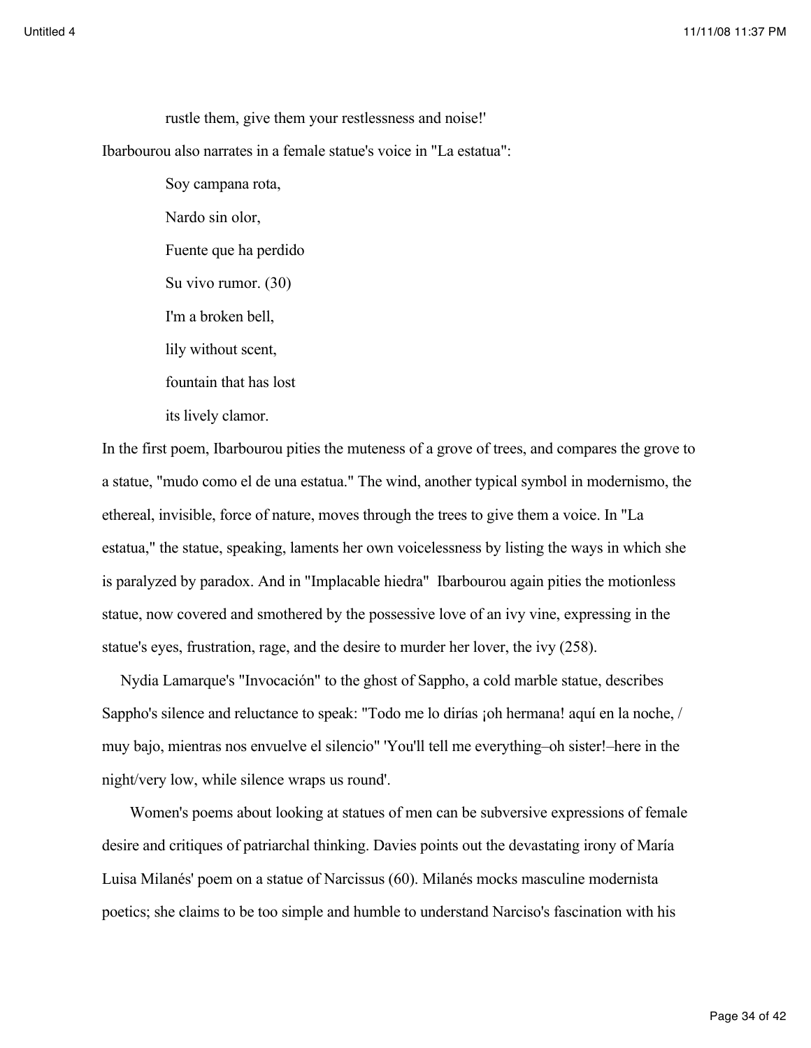rustle them, give them your restlessness and noise!'

Ibarbourou also narrates in a female statue's voice in "La estatua":

> Soy campana rota,
>
> Nardo sin olor,
>
> Fuente que ha perdido
>
> Su vivo rumor. (30)
>
> I'm a broken bell,
>
> lily without scent,
>
> fountain that has lost
>
> its lively clamor.

In the first poem, Ibarbourou pities the muteness of a grove of trees, and compares the grove to a statue, "mudo como el de una estatua." The wind, another typical symbol in modernismo, the ethereal, invisible, force of nature, moves through the trees to give them a voice. In "La estatua," the statue, speaking, laments her own voicelessness by listing the ways in which she is paralyzed by paradox. And in "Implacable hiedra" Ibarbourou again pities the motionless statue, now covered and smothered by the possessive love of an ivy vine, expressing in the statue's eyes, frustration, rage, and the desire to murder her lover, the ivy (258).

Nydia Lamarque's "Invocación" to the ghost of Sappho, a cold marble statue, describes Sappho's silence and reluctance to speak: "Todo me lo dirías ¡oh hermana! aquí en la noche, / muy bajo, mientras nos envuelve el silencio" 'You'll tell me everything–oh sister!–here in the night/very low, while silence wraps us round'.

Women's poems about looking at statues of men can be subversive expressions of female desire and critiques of patriarchal thinking. Davies points out the devastating irony of María Luisa Milanés' poem on a statue of Narcissus (60). Milanés mocks masculine modernista poetics; she claims to be too simple and humble to understand Narciso's fascination with his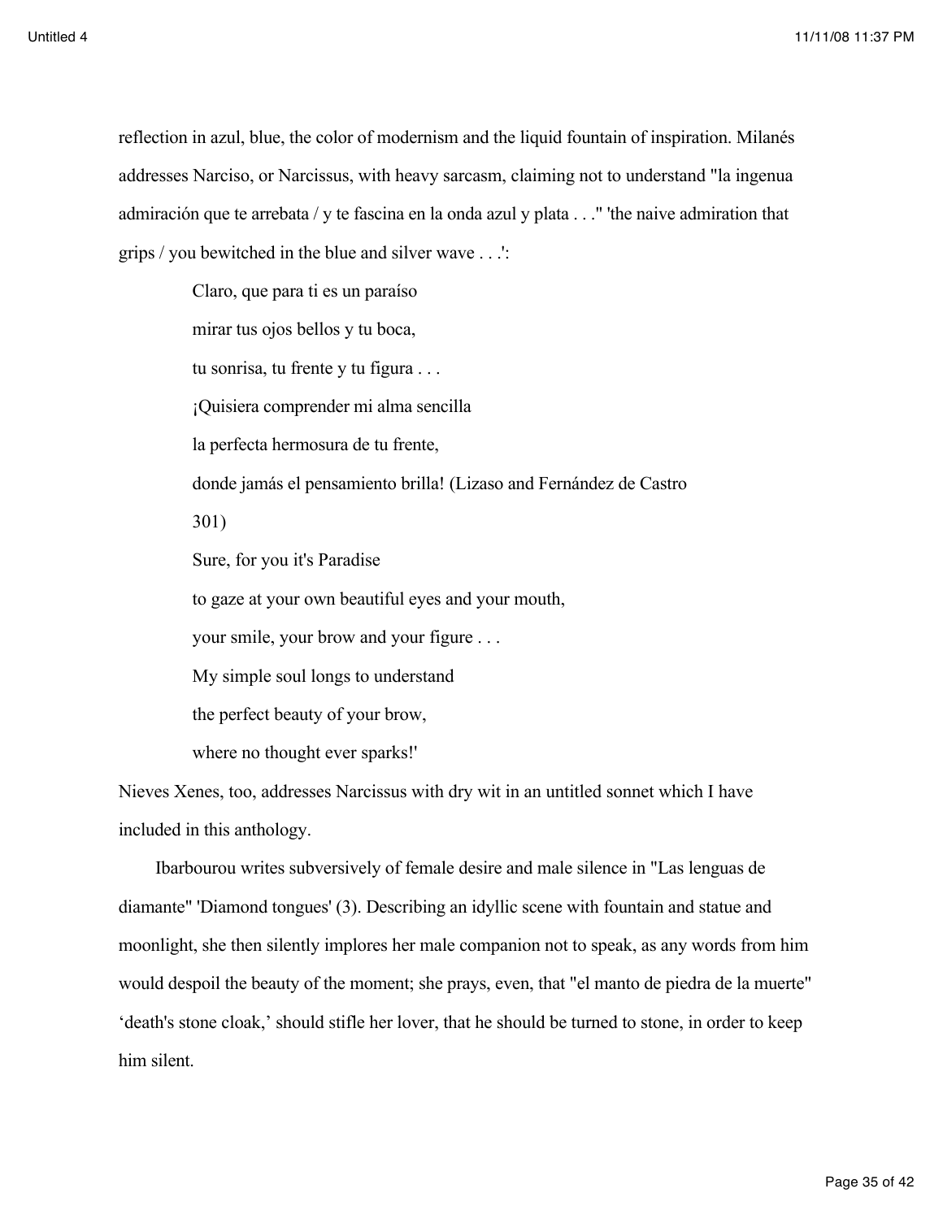reflection in azul, blue, the color of modernism and the liquid fountain of inspiration. Milanés addresses Narciso, or Narcissus, with heavy sarcasm, claiming not to understand "la ingenua admiración que te arrebata / y te fascina en la onda azul y plata . . ." 'the naive admiration that grips / you bewitched in the blue and silver wave . . .':

> Claro, que para ti es un paraíso
> mirar tus ojos bellos y tu boca,
> tu sonrisa, tu frente y tu figura . . .
> ¡Quisiera comprender mi alma sencilla
> la perfecta hermosura de tu frente,
> donde jamás el pensamiento brilla! (Lizaso and Fernández de Castro
> 301)
> Sure, for you it's Paradise
> to gaze at your own beautiful eyes and your mouth,
> your smile, your brow and your figure . . .
> My simple soul longs to understand
> the perfect beauty of your brow,
> where no thought ever sparks!'

Nieves Xenes, too, addresses Narcissus with dry wit in an untitled sonnet which I have included in this anthology.

Ibarbourou writes subversively of female desire and male silence in "Las lenguas de diamante" 'Diamond tongues' (3). Describing an idyllic scene with fountain and statue and moonlight, she then silently implores her male companion not to speak, as any words from him would despoil the beauty of the moment; she prays, even, that "el manto de piedra de la muerte" 'death's stone cloak,' should stifle her lover, that he should be turned to stone, in order to keep him silent.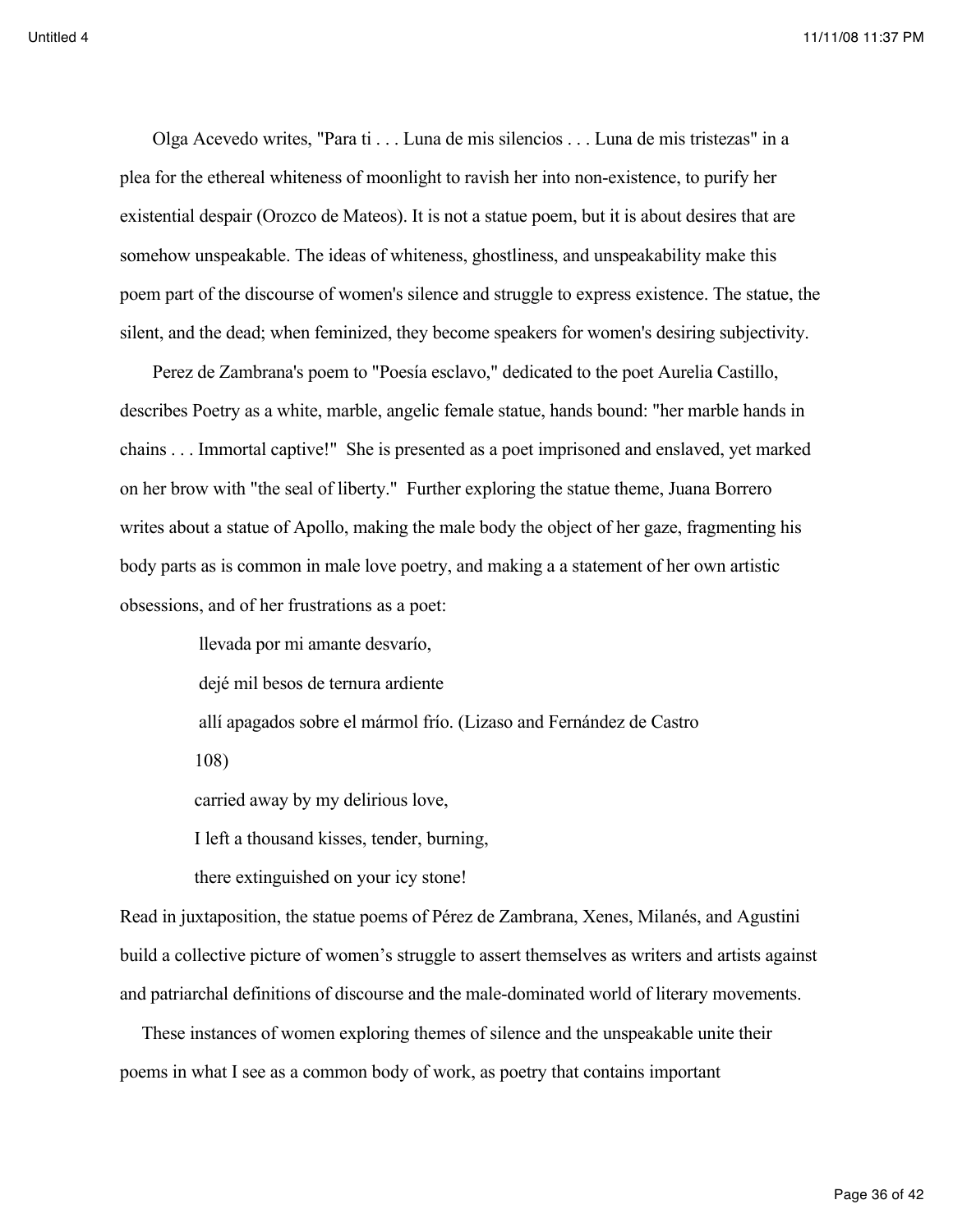Olga Acevedo writes, "Para ti . . . Luna de mis silencios . . . Luna de mis tristezas" in a plea for the ethereal whiteness of moonlight to ravish her into non-existence, to purify her existential despair (Orozco de Mateos). It is not a statue poem, but it is about desires that are somehow unspeakable. The ideas of whiteness, ghostliness, and unspeakability make this poem part of the discourse of women's silence and struggle to express existence. The statue, the silent, and the dead; when feminized, they become speakers for women's desiring subjectivity.

Perez de Zambrana's poem to "Poesía esclavo," dedicated to the poet Aurelia Castillo, describes Poetry as a white, marble, angelic female statue, hands bound: "her marble hands in chains . . . Immortal captive!" She is presented as a poet imprisoned and enslaved, yet marked on her brow with "the seal of liberty." Further exploring the statue theme, Juana Borrero writes about a statue of Apollo, making the male body the object of her gaze, fragmenting his body parts as is common in male love poetry, and making a a statement of her own artistic obsessions, and of her frustrations as a poet:

> llevada por mi amante desvarío,
>
> dejé mil besos de ternura ardiente
>
> allí apagados sobre el mármol frío. (Lizaso and Fernández de Castro 108)
>
> carried away by my delirious love,
>
> I left a thousand kisses, tender, burning,
>
> there extinguished on your icy stone!

Read in juxtaposition, the statue poems of Pérez de Zambrana, Xenes, Milanés, and Agustini build a collective picture of women's struggle to assert themselves as writers and artists against and patriarchal definitions of discourse and the male-dominated world of literary movements.

These instances of women exploring themes of silence and the unspeakable unite their poems in what I see as a common body of work, as poetry that contains important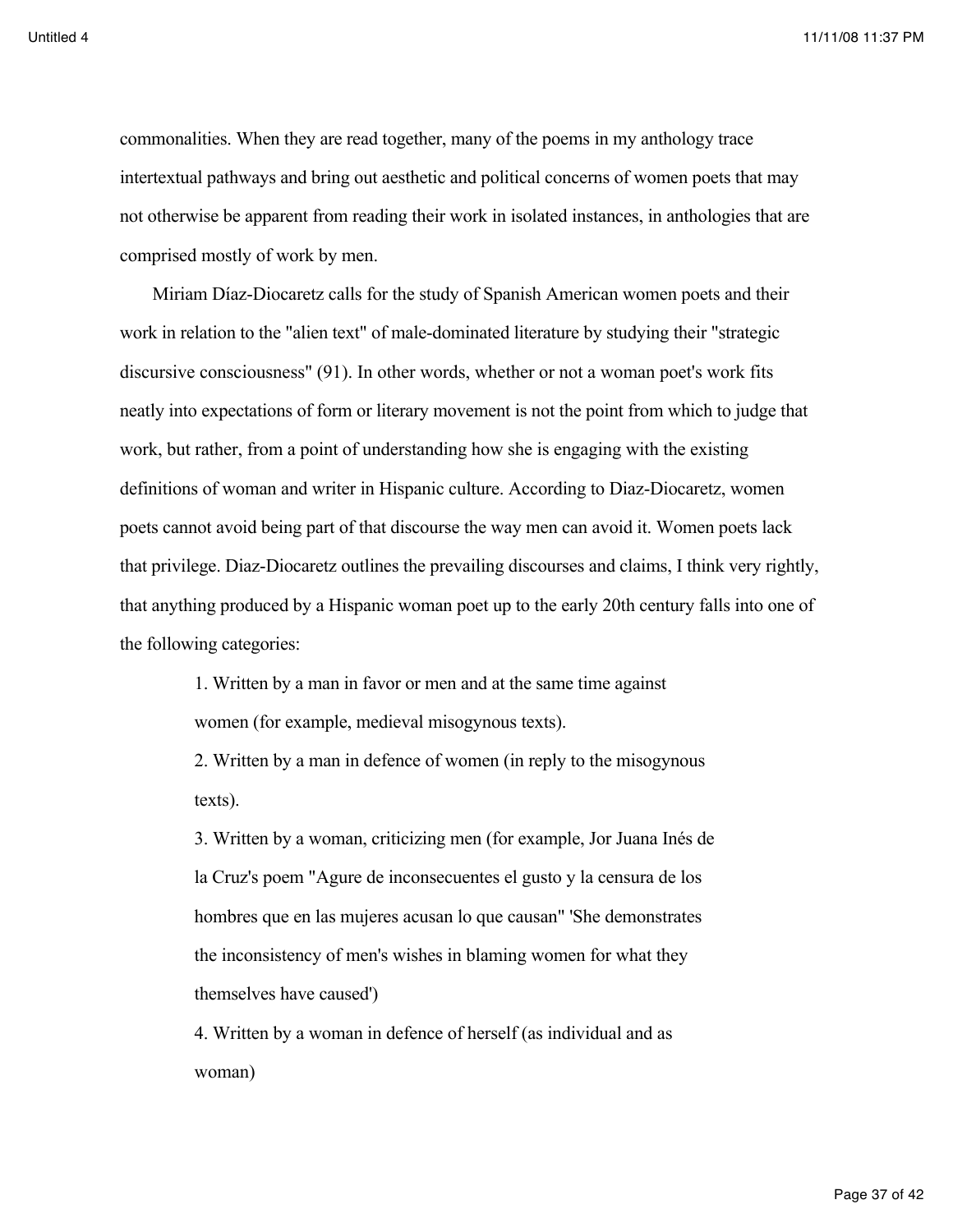commonalities. When they are read together, many of the poems in my anthology trace intertextual pathways and bring out aesthetic and political concerns of women poets that may not otherwise be apparent from reading their work in isolated instances, in anthologies that are comprised mostly of work by men.

Miriam Díaz-Diocaretz calls for the study of Spanish American women poets and their work in relation to the "alien text" of male-dominated literature by studying their "strategic discursive consciousness" (91). In other words, whether or not a woman poet's work fits neatly into expectations of form or literary movement is not the point from which to judge that work, but rather, from a point of understanding how she is engaging with the existing definitions of woman and writer in Hispanic culture. According to Diaz-Diocaretz, women poets cannot avoid being part of that discourse the way men can avoid it. Women poets lack that privilege. Diaz-Diocaretz outlines the prevailing discourses and claims, I think very rightly, that anything produced by a Hispanic woman poet up to the early 20th century falls into one of the following categories:

> 1. Written by a man in favor or men and at the same time against women (for example, medieval misogynous texts).
> 2. Written by a man in defence of women (in reply to the misogynous texts).
> 3. Written by a woman, criticizing men (for example, Jor Juana Inés de la Cruz's poem "Agure de inconsecuentes el gusto y la censura de los hombres que en las mujeres acusan lo que causan" 'She demonstrates the inconsistency of men's wishes in blaming women for what they themselves have caused')
> 4. Written by a woman in defence of herself (as individual and as woman)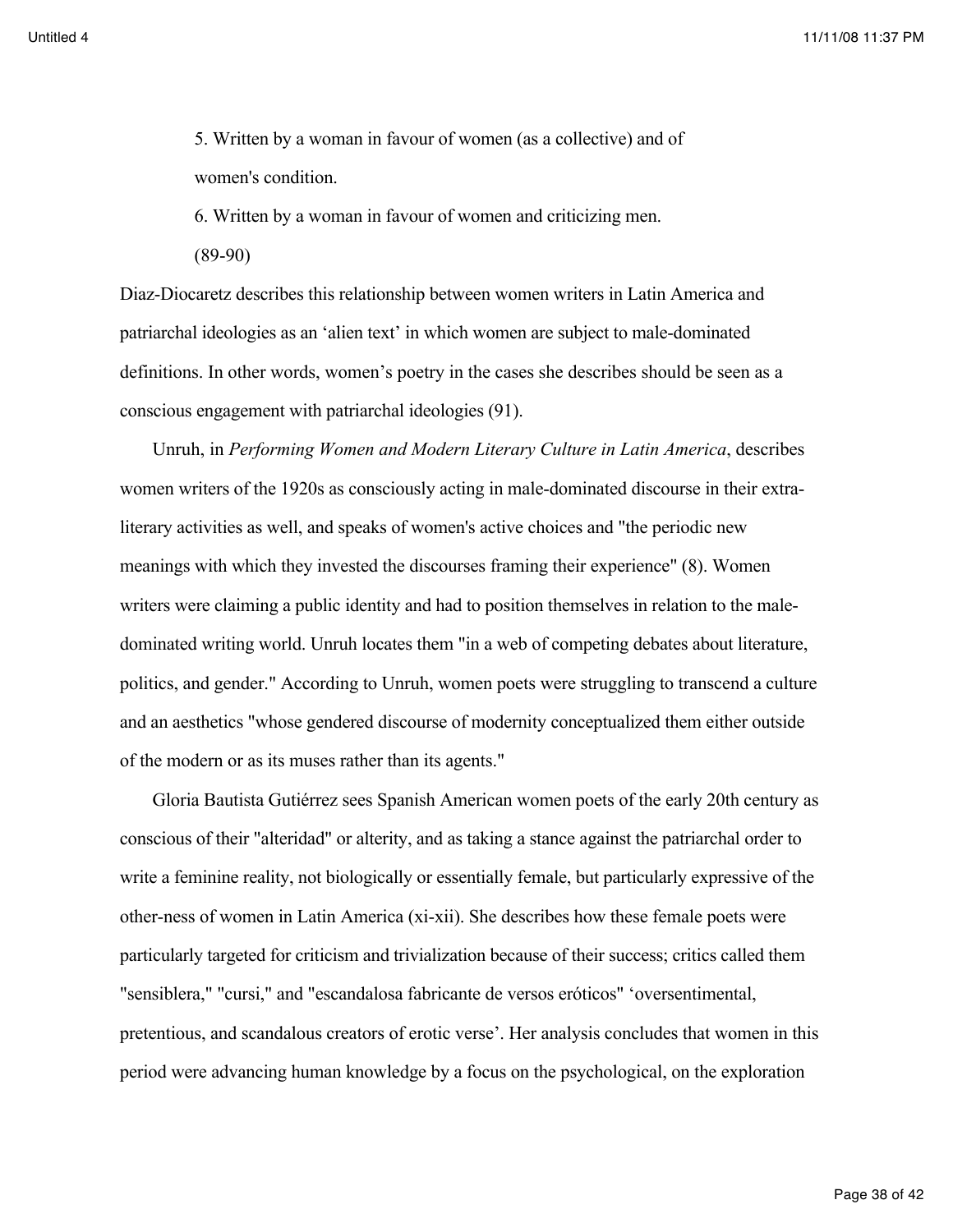5. Written by a woman in favour of women (as a collective) and of women's condition.

6. Written by a woman in favour of women and criticizing men.

(89-90)

Diaz-Diocaretz describes this relationship between women writers in Latin America and patriarchal ideologies as an 'alien text' in which women are subject to male-dominated definitions. In other words, women's poetry in the cases she describes should be seen as a conscious engagement with patriarchal ideologies (91).

Unruh, in *Performing Women and Modern Literary Culture in Latin America*, describes women writers of the 1920s as consciously acting in male-dominated discourse in their extra-literary activities as well, and speaks of women's active choices and "the periodic new meanings with which they invested the discourses framing their experience" (8). Women writers were claiming a public identity and had to position themselves in relation to the male-dominated writing world. Unruh locates them "in a web of competing debates about literature, politics, and gender." According to Unruh, women poets were struggling to transcend a culture and an aesthetics "whose gendered discourse of modernity conceptualized them either outside of the modern or as its muses rather than its agents."

Gloria Bautista Gutiérrez sees Spanish American women poets of the early 20th century as conscious of their "alteridad" or alterity, and as taking a stance against the patriarchal order to write a feminine reality, not biologically or essentially female, but particularly expressive of the other-ness of women in Latin America (xi-xii). She describes how these female poets were particularly targeted for criticism and trivialization because of their success; critics called them "sensiblera," "cursi," and "escandalosa fabricante de versos eróticos" 'oversentimental, pretentious, and scandalous creators of erotic verse'. Her analysis concludes that women in this period were advancing human knowledge by a focus on the psychological, on the exploration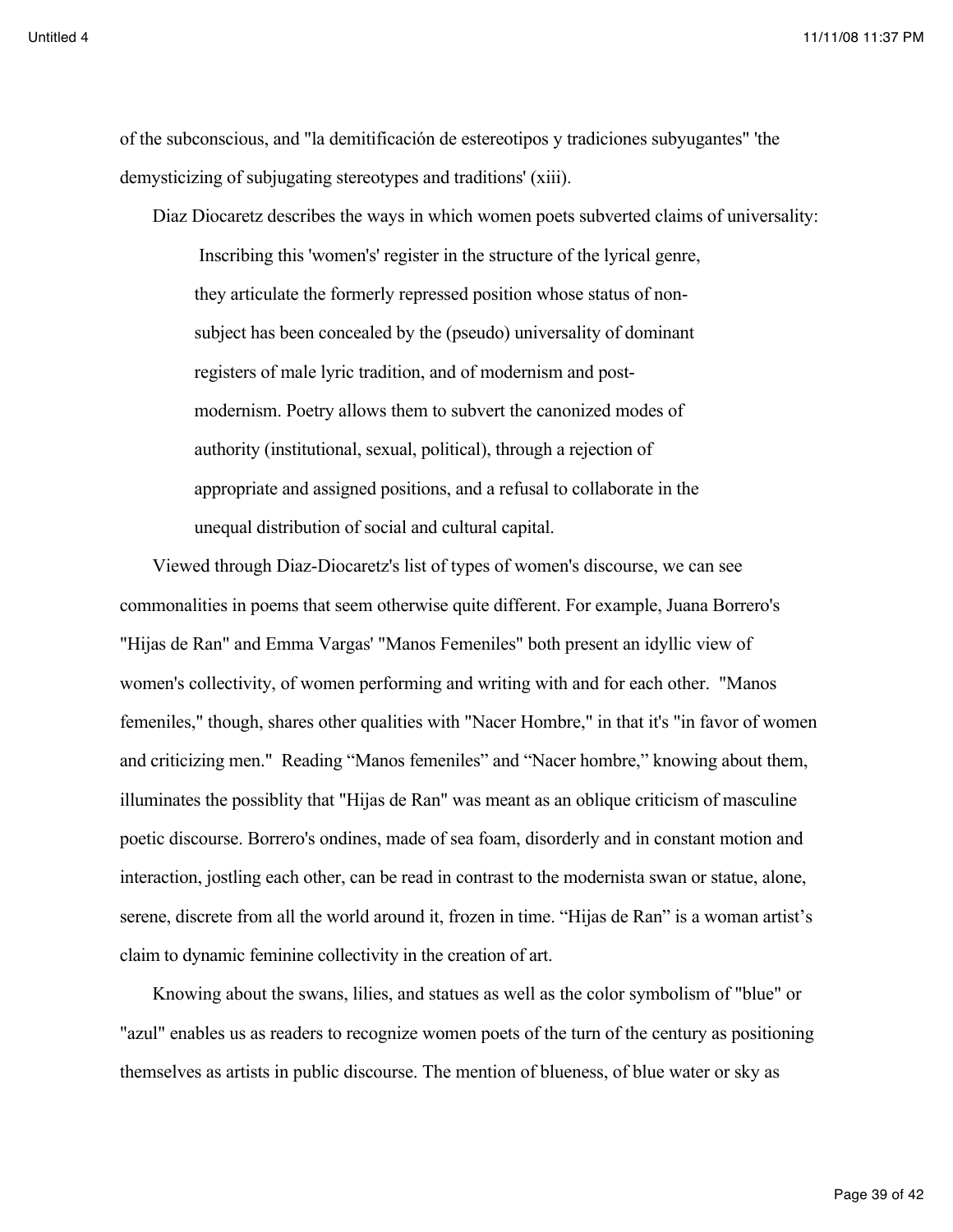of the subconscious, and "la demitificación de estereotipos y tradiciones subyugantes" 'the demysticizing of subjugating stereotypes and traditions' (xiii).

Diaz Diocaretz describes the ways in which women poets subverted claims of universality:

> Inscribing this 'women's' register in the structure of the lyrical genre, they articulate the formerly repressed position whose status of non-subject has been concealed by the (pseudo) universality of dominant registers of male lyric tradition, and of modernism and post-modernism. Poetry allows them to subvert the canonized modes of authority (institutional, sexual, political), through a rejection of appropriate and assigned positions, and a refusal to collaborate in the unequal distribution of social and cultural capital.

Viewed through Diaz-Diocaretz's list of types of women's discourse, we can see commonalities in poems that seem otherwise quite different. For example, Juana Borrero's "Hijas de Ran" and Emma Vargas' "Manos Femeniles" both present an idyllic view of women's collectivity, of women performing and writing with and for each other. "Manos femeniles," though, shares other qualities with "Nacer Hombre," in that it's "in favor of women and criticizing men." Reading "Manos femeniles" and "Nacer hombre," knowing about them, illuminates the possiblity that "Hijas de Ran" was meant as an oblique criticism of masculine poetic discourse. Borrero's ondines, made of sea foam, disorderly and in constant motion and interaction, jostling each other, can be read in contrast to the modernista swan or statue, alone, serene, discrete from all the world around it, frozen in time. "Hijas de Ran" is a woman artist's claim to dynamic feminine collectivity in the creation of art.

Knowing about the swans, lilies, and statues as well as the color symbolism of "blue" or "azul" enables us as readers to recognize women poets of the turn of the century as positioning themselves as artists in public discourse. The mention of blueness, of blue water or sky as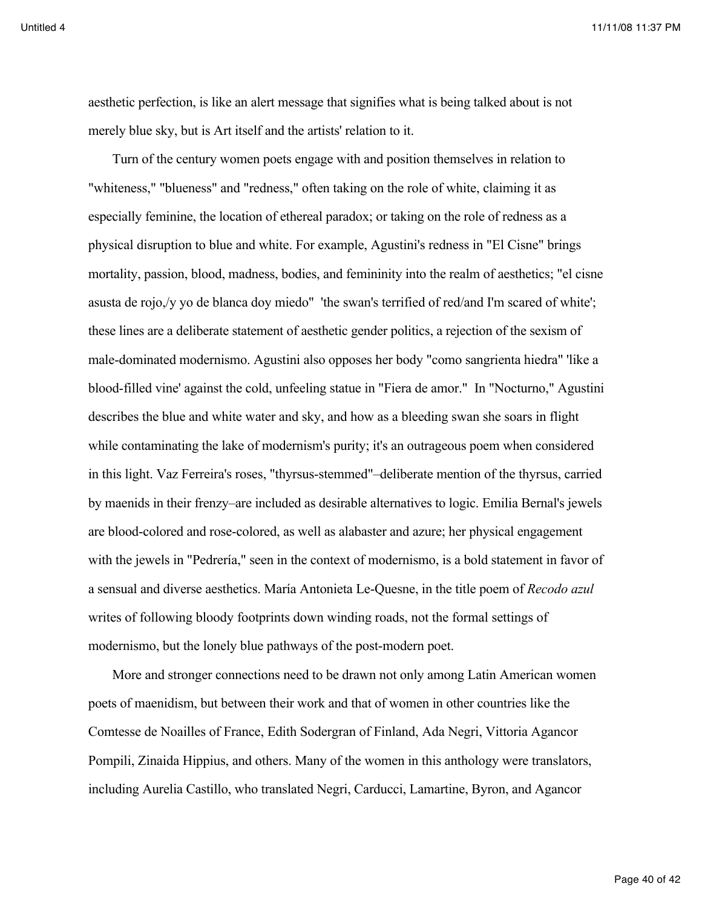aesthetic perfection, is like an alert message that signifies what is being talked about is not merely blue sky, but is Art itself and the artists' relation to it.

Turn of the century women poets engage with and position themselves in relation to "whiteness," "blueness" and "redness," often taking on the role of white, claiming it as especially feminine, the location of ethereal paradox; or taking on the role of redness as a physical disruption to blue and white. For example, Agustini's redness in "El Cisne" brings mortality, passion, blood, madness, bodies, and femininity into the realm of aesthetics; "el cisne asusta de rojo,/y yo de blanca doy miedo" 'the swan's terrified of red/and I'm scared of white'; these lines are a deliberate statement of aesthetic gender politics, a rejection of the sexism of male-dominated modernismo. Agustini also opposes her body "como sangrienta hiedra" 'like a blood-filled vine' against the cold, unfeeling statue in "Fiera de amor." In "Nocturno," Agustini describes the blue and white water and sky, and how as a bleeding swan she soars in flight while contaminating the lake of modernism's purity; it's an outrageous poem when considered in this light. Vaz Ferreira's roses, "thyrsus-stemmed"–deliberate mention of the thyrsus, carried by maenids in their frenzy–are included as desirable alternatives to logic. Emilia Bernal's jewels are blood-colored and rose-colored, as well as alabaster and azure; her physical engagement with the jewels in "Pedrería," seen in the context of modernismo, is a bold statement in favor of a sensual and diverse aesthetics. María Antonieta Le-Quesne, in the title poem of *Recodo azul* writes of following bloody footprints down winding roads, not the formal settings of modernismo, but the lonely blue pathways of the post-modern poet.

More and stronger connections need to be drawn not only among Latin American women poets of maenidism, but between their work and that of women in other countries like the Comtesse de Noailles of France, Edith Sodergran of Finland, Ada Negri, Vittoria Agancor Pompili, Zinaida Hippius, and others. Many of the women in this anthology were translators, including Aurelia Castillo, who translated Negri, Carducci, Lamartine, Byron, and Agancor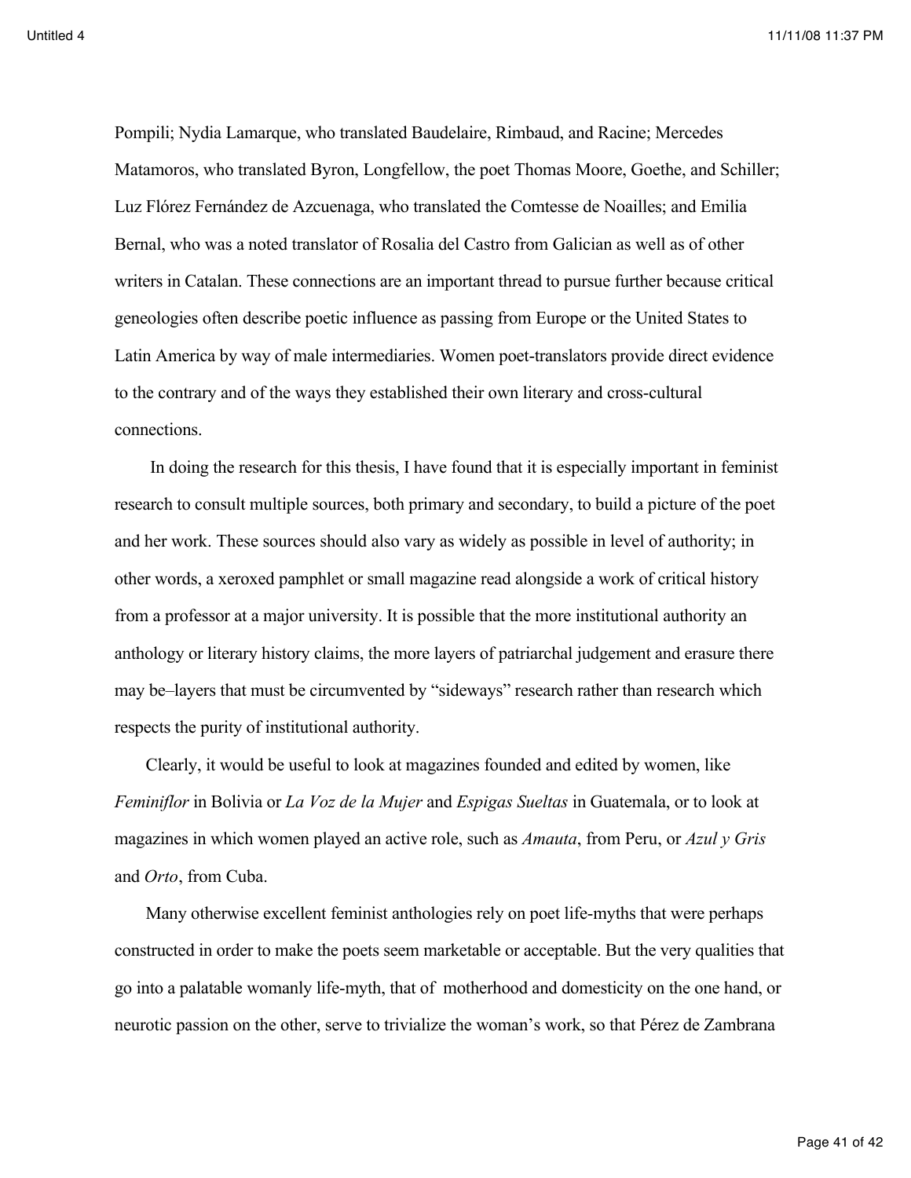Pompili; Nydia Lamarque, who translated Baudelaire, Rimbaud, and Racine; Mercedes Matamoros, who translated Byron, Longfellow, the poet Thomas Moore, Goethe, and Schiller; Luz Flórez Fernández de Azcuenaga, who translated the Comtesse de Noailles; and Emilia Bernal, who was a noted translator of Rosalia del Castro from Galician as well as of other writers in Catalan. These connections are an important thread to pursue further because critical geneologies often describe poetic influence as passing from Europe or the United States to Latin America by way of male intermediaries. Women poet-translators provide direct evidence to the contrary and of the ways they established their own literary and cross-cultural connections.

In doing the research for this thesis, I have found that it is especially important in feminist research to consult multiple sources, both primary and secondary, to build a picture of the poet and her work. These sources should also vary as widely as possible in level of authority; in other words, a xeroxed pamphlet or small magazine read alongside a work of critical history from a professor at a major university. It is possible that the more institutional authority an anthology or literary history claims, the more layers of patriarchal judgement and erasure there may be–layers that must be circumvented by "sideways" research rather than research which respects the purity of institutional authority.

Clearly, it would be useful to look at magazines founded and edited by women, like *Feminiflor* in Bolivia or *La Voz de la Mujer* and *Espigas Sueltas* in Guatemala, or to look at magazines in which women played an active role, such as *Amauta*, from Peru, or *Azul y Gris* and *Orto*, from Cuba.

Many otherwise excellent feminist anthologies rely on poet life-myths that were perhaps constructed in order to make the poets seem marketable or acceptable. But the very qualities that go into a palatable womanly life-myth, that of motherhood and domesticity on the one hand, or neurotic passion on the other, serve to trivialize the woman's work, so that Pérez de Zambrana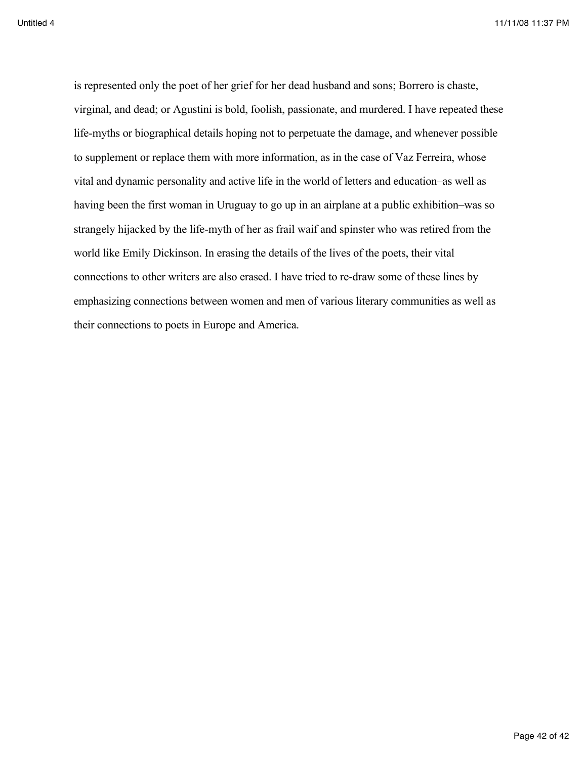is represented only the poet of her grief for her dead husband and sons; Borrero is chaste, virginal, and dead; or Agustini is bold, foolish, passionate, and murdered. I have repeated these life-myths or biographical details hoping not to perpetuate the damage, and whenever possible to supplement or replace them with more information, as in the case of Vaz Ferreira, whose vital and dynamic personality and active life in the world of letters and education–as well as having been the first woman in Uruguay to go up in an airplane at a public exhibition–was so strangely hijacked by the life-myth of her as frail waif and spinster who was retired from the world like Emily Dickinson. In erasing the details of the lives of the poets, their vital connections to other writers are also erased. I have tried to re-draw some of these lines by emphasizing connections between women and men of various literary communities as well as their connections to poets in Europe and America.